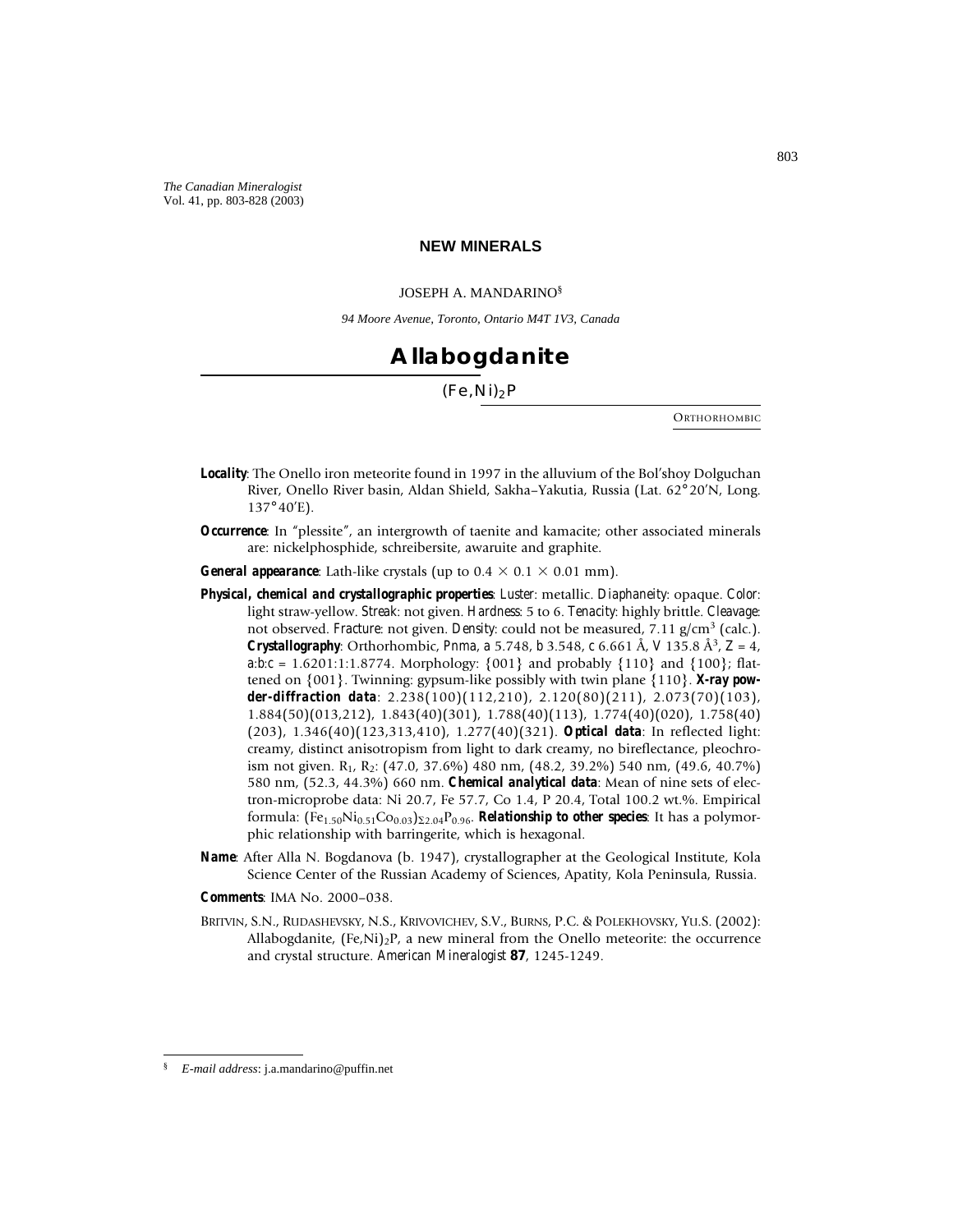# NEW MINERALS

JOSEPH A. MANDARINO[§]

*94 Moore Avenue, Toronto, Ontario M4T 1V3, Canada*

## Allabogdanite

$(Fe,Ni)_2P$

ORTHORHOMBIC

***Locality***: The Onello iron meteorite found in 1997 in the alluvium of the Bol'shoy Dolguchan River, Onello River basin, Aldan Shield, Sakha–Yakutia, Russia (Lat. 62°20'N, Long. 137°40'E).

***Occurrence***: In "plessite", an intergrowth of taenite and kamacite; other associated minerals are: nickelphosphide, schreibersite, awaruite and graphite.

***General appearance***: Lath-like crystals (up to 0.4 × 0.1 × 0.01 mm).

***Physical, chemical and crystallographic properties***: *Luster*: metallic. *Diaphaneity*: opaque. *Color*: light straw-yellow. *Streak*: not given. *Hardness*: 5 to 6. *Tenacity*: highly brittle. *Cleavage*: not observed. *Fracture*: not given. *Density*: could not be measured, 7.11 $g/cm^3$ (calc.). ***Crystallography***: Orthorhombic, *Pnma*, *a* 5.748, *b* 3.548, *c* 6.661 Å, *V* 135.8 $Å^3$, *Z* = 4, *a*:*b*:*c* = 1.6201:1:1.8774. Morphology: {001} and probably {110} and {100}; flattened on {001}. Twinning: gypsum-like possibly with twin plane {110}. ***X-ray powder-diffraction data***: 2.238(100)(112,210), 2.120(80)(211), 2.073(70)(103), 1.884(50)(013,212), 1.843(40)(301), 1.788(40)(113), 1.774(40)(020), 1.758(40)(203), 1.346(40)(123,313,410), 1.277(40)(321). ***Optical data***: In reflected light: creamy, distinct anisotropism from light to dark creamy, no bireflectance, pleochroism not given. $R_1$, $R_2$: (47.0, 37.6%) 480 nm, (48.2, 39.2%) 540 nm, (49.6, 40.7%) 580 nm, (52.3, 44.3%) 660 nm. ***Chemical analytical data***: Mean of nine sets of electron-microprobe data: Ni 20.7, Fe 57.7, Co 1.4, P 20.4, Total 100.2 wt.%. Empirical formula: $(Fe_{1.50}Ni_{0.51}Co_{0.03})_{\Sigma 2.04}P_{0.96}$. ***Relationship to other species***: It has a polymorphic relationship with barringerite, which is hexagonal.

***Name***: After Alla N. Bogdanova (b. 1947), crystallographer at the Geological Institute, Kola Science Center of the Russian Academy of Sciences, Apatity, Kola Peninsula, Russia.

***Comments***: IMA No. 2000–038.

BRITVIN, S.N., RUDASHEVSKY, N.S., KRIVOVICHEV, S.V., BURNS, P.C. & POLEKHOVSKY, YU.S. (2002): Allabogdanite, $(Fe,Ni)_2P$, a new mineral from the Onello meteorite: the occurrence and crystal structure. *American Mineralogist* **87**, 1245-1249.

[§] *E-mail address*: j.a.mandarino@puffin.net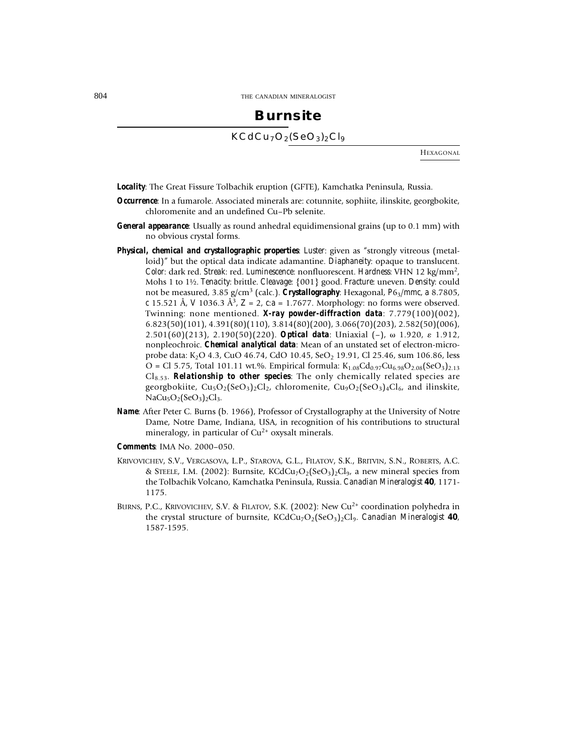# Burnsite

$KCdCu_7O_2(SeO_3)_2Cl_9$

HEXAGONAL

***Locality***: The Great Fissure Tolbachik eruption (GFTE), Kamchatka Peninsula, Russia.

***Occurrence***: In a fumarole. Associated minerals are: cotunnite, sophiite, ilinskite, georgbokite, chloromenite and an undefined Cu–Pb selenite.

***General appearance***: Usually as round anhedral equidimensional grains (up to 0.1 mm) with no obvious crystal forms.

***Physical, chemical and crystallographic properties***: *Luster*: given as "strongly vitreous (metalloid)" but the optical data indicate adamantine. *Diaphaneity*: opaque to translucent. *Color*: dark red. *Streak*: red. *Luminescence*: nonfluorescent. *Hardness*: VHN 12 kg/mm$^2$, Mohs 1 to 1½. *Tenacity*: brittle. *Cleavage*: {001} good. *Fracture*: uneven. *Density*: could not be measured, 3.85 g/cm$^3$ (calc.). ***Crystallography***: Hexagonal, $P6_3/mmc$, $a$ 8.7805, $c$ 15.521 Å, $V$ 1036.3 Å$^3$, $Z$ = 2, $c{:}a$ = 1.7677. Morphology: no forms were observed. Twinning: none mentioned. ***X-ray powder-diffraction data***: 7.779(100)(002), 6.823(50)(101), 4.391(80)(110), 3.814(80)(200), 3.066(70)(203), 2.582(50)(006), 2.501(60)(213), 2.190(50)(220). ***Optical data***: Uniaxial (–), ω 1.920, ε 1.912, nonpleochroic. ***Chemical analytical data***: Mean of an unstated set of electron-microprobe data: $K_2O$ 4.3, CuO 46.74, CdO 10.45, $SeO_2$ 19.91, Cl 25.46, sum 106.86, less O = Cl 5.75, Total 101.11 wt.%. Empirical formula: $K_{1.08}Cd_{0.97}Cu_{6.98}O_{2.08}(SeO_3)_{2.13}Cl_{8.53}$. ***Relationship to other species***: The only chemically related species are georgbokiite, $Cu_5O_2(SeO_3)_2Cl_2$, chloromenite, $Cu_9O_2(SeO_3)_4Cl_6$, and ilinskite, $NaCu_5O_2(SeO_3)_2Cl_3$.

***Name***: After Peter C. Burns (b. 1966), Professor of Crystallography at the University of Notre Dame, Notre Dame, Indiana, USA, in recognition of his contributions to structural mineralogy, in particular of $Cu^{2+}$ oxysalt minerals.

***Comments***: IMA No. 2000–050.

KRIVOVICHEV, S.V., VERGASOVA, L.P., STAROVA, G.L., FILATOV, S.K., BRITVIN, S.N., ROBERTS, A.C. & STEELE, I.M. (2002): Burnsite, $KCdCu_7O_2(SeO_3)_2Cl_9$, a new mineral species from the Tolbachik Volcano, Kamchatka Peninsula, Russia. *Canadian Mineralogist* **40**, 1171-1175.

BURNS, P.C., KRIVOVICHEV, S.V. & FILATOV, S.K. (2002): New $Cu^{2+}$ coordination polyhedra in the crystal structure of burnsite, $KCdCu_7O_2(SeO_3)_2Cl_9$. *Canadian Mineralogist* **40**, 1587-1595.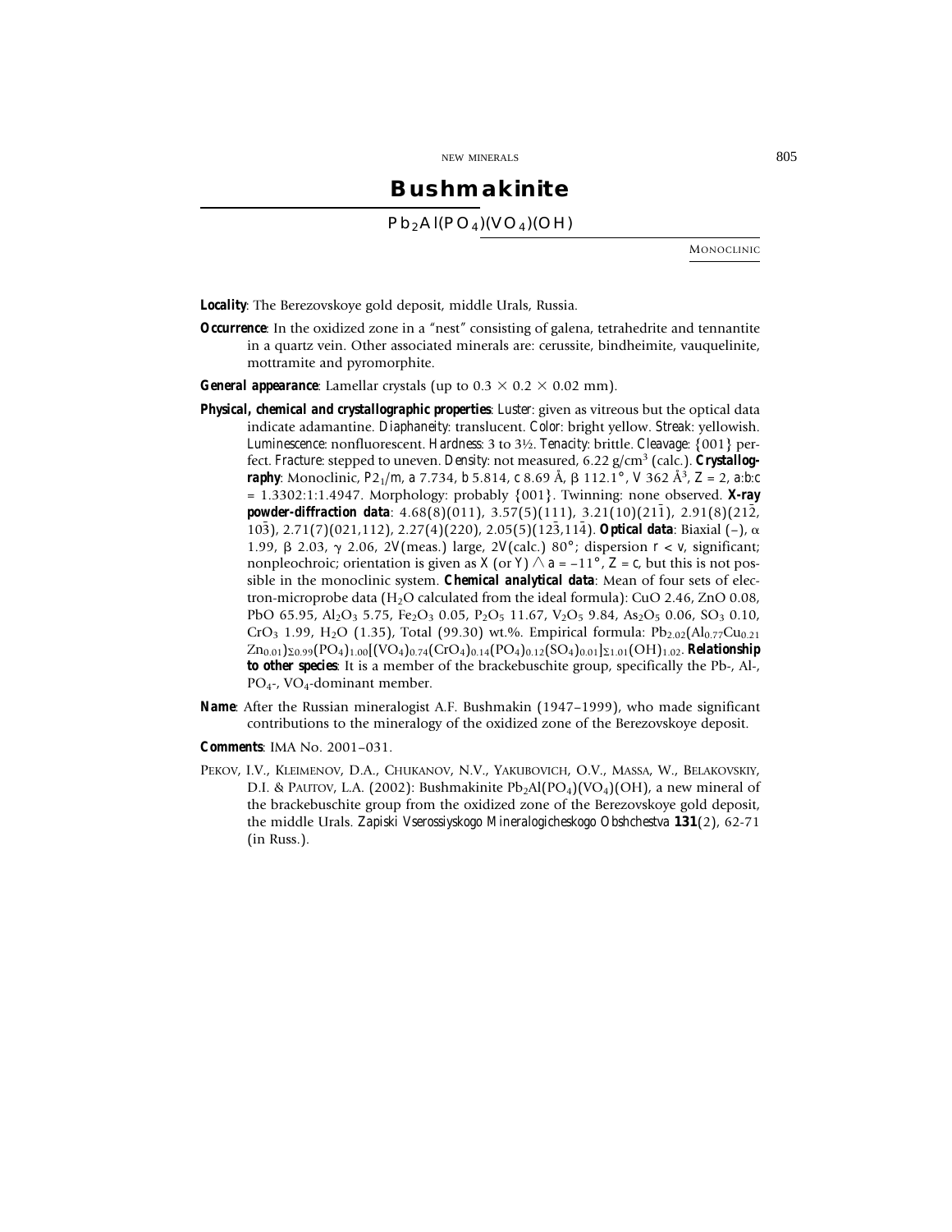# Bushmakinite

$Pb_2Al(PO_4)(VO_4)(OH)$

MONOCLINIC

**Locality**: The Berezovskoye gold deposit, middle Urals, Russia.

**Occurrence**: In the oxidized zone in a "nest" consisting of galena, tetrahedrite and tennantite in a quartz vein. Other associated minerals are: cerussite, bindheimite, vauquelinite, mottramite and pyromorphite.

**General appearance**: Lamellar crystals (up to $0.3 \times 0.2 \times 0.02$ mm).

**Physical, chemical and crystallographic properties**: *Luster*: given as vitreous but the optical data indicate adamantine. *Diaphaneity*: translucent. *Color*: bright yellow. *Streak*: yellowish. *Luminescence*: nonfluorescent. *Hardness*: 3 to 3½. *Tenacity*: brittle. *Cleavage*: {001} perfect. *Fracture*: stepped to uneven. *Density*: not measured, 6.22 g/cm³ (calc.). **Crystallography**: Monoclinic, $P2_1/m$, *a* 7.734, *b* 5.814, *c* 8.69 Å, β 112.1°, *V* 362 Å³, *Z* = 2, *a*:*b*:*c* = 1.3302:1:1.4947. Morphology: probably {001}. Twinning: none observed. **X-ray powder-diffraction data**: 4.68(8)(011), 3.57(5)(111), 3.21(10)(21$\bar{1}$), 2.91(8)(21$\bar{2}$, 10$\bar{3}$), 2.71(7)(021,112), 2.27(4)(220), 2.05(5)(12$\bar{3}$,11$\bar{4}$). **Optical data**: Biaxial (–), α 1.99, β 2.03, γ 2.06, 2*V*(meas.) large, 2*V*(calc.) 80°; dispersion *r* < *v*, significant; nonpleochroic; orientation is given as *X* (or *Y*) ∧ *a* = –11°, *Z* = *c*, but this is not possible in the monoclinic system. **Chemical analytical data**: Mean of four sets of electron-microprobe data ($H_2O$ calculated from the ideal formula): CuO 2.46, ZnO 0.08, PbO 65.95, $Al_2O_3$ 5.75, $Fe_2O_3$ 0.05, $P_2O_5$ 11.67, $V_2O_5$ 9.84, $As_2O_5$ 0.06, $SO_3$ 0.10, $CrO_3$ 1.99, $H_2O$ (1.35), Total (99.30) wt.%. Empirical formula: $Pb_{2.02}(Al_{0.77}Cu_{0.21}Zn_{0.01})_{\Sigma 0.99}(PO_4)_{1.00}[(VO_4)_{0.74}(CrO_4)_{0.14}(PO_4)_{0.12}(SO_4)_{0.01}]_{\Sigma 1.01}(OH)_{1.02}$. **Relationship to other species**: It is a member of the brackebuschite group, specifically the Pb-, Al-, $PO_4$-, $VO_4$-dominant member.

**Name**: After the Russian mineralogist A.F. Bushmakin (1947–1999), who made significant contributions to the mineralogy of the oxidized zone of the Berezovskoye deposit.

**Comments**: IMA No. 2001–031.

PEKOV, I.V., KLEIMENOV, D.A., CHUKANOV, N.V., YAKUBOVICH, O.V., MASSA, W., BELAKOVSKIY, D.I. & PAUTOV, L.A. (2002): Bushmakinite $Pb_2Al(PO_4)(VO_4)(OH)$, a new mineral of the brackebuschite group from the oxidized zone of the Berezovskoye gold deposit, the middle Urals. *Zapiski Vserossiyskogo Mineralogicheskogo Obshchestva* **131**(2), 62-71 (in Russ.).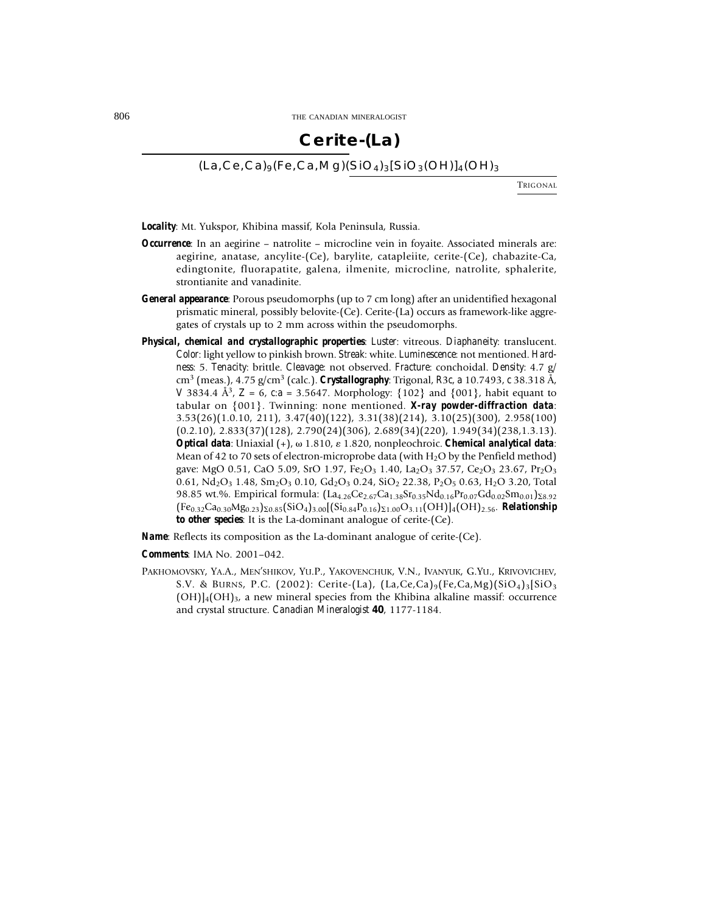# Cerite-(La)

$(La,Ce,Ca)_9(Fe,Ca,Mg)(SiO_4)_3[SiO_3(OH)]_4(OH)_3$

TRIGONAL

**Locality**: Mt. Yukspor, Khibina massif, Kola Peninsula, Russia.

**Occurrence**: In an aegirine – natrolite – microcline vein in foyaite. Associated minerals are: aegirine, anatase, ancylite-(Ce), barylite, catapleiite, cerite-(Ce), chabazite-Ca, edingtonite, fluorapatite, galena, ilmenite, microcline, natrolite, sphalerite, strontianite and vanadinite.

**General appearance**: Porous pseudomorphs (up to 7 cm long) after an unidentified hexagonal prismatic mineral, possibly belovite-(Ce). Cerite-(La) occurs as framework-like aggregates of crystals up to 2 mm across within the pseudomorphs.

**Physical, chemical and crystallographic properties**: *Luster*: vitreous. *Diaphaneity*: translucent. *Color*: light yellow to pinkish brown. *Streak*: white. *Luminescence*: not mentioned. *Hardness*: 5. *Tenacity*: brittle. *Cleavage*: not observed. *Fracture*: conchoidal. *Density*: 4.7 g/cm$^3$ (meas.), 4.75 g/cm$^3$ (calc.). **Crystallography**: Trigonal, $R3c$, $a$ 10.7493, $c$ 38.318 Å, $V$ 3834.4 Å$^3$, $Z$ = 6, $c$:$a$ = 3.5647. Morphology: {102} and {001}, habit equant to tabular on {001}. Twinning: none mentioned. **X-ray powder-diffraction data**: 3.53(26)(1.0.10, 211), 3.47(40)(122), 3.31(38)(214), 3.10(25)(300), 2.958(100)(0.2.10), 2.833(37)(128), 2.790(24)(306), 2.689(34)(220), 1.949(34)(238,1.3.13). **Optical data**: Uniaxial (+), ω 1.810, ε 1.820, nonpleochroic. **Chemical analytical data**: Mean of 42 to 70 sets of electron-microprobe data (with $H_2O$ by the Penfield method) gave: MgO 0.51, CaO 5.09, SrO 1.97, $Fe_2O_3$ 1.40, $La_2O_3$ 37.57, $Ce_2O_3$ 23.67, $Pr_2O_3$ 0.61, $Nd_2O_3$ 1.48, $Sm_2O_3$ 0.10, $Gd_2O_3$ 0.24, $SiO_2$ 22.38, $P_2O_5$ 0.63, $H_2O$ 3.20, Total 98.85 wt.%. Empirical formula: $(La_{4.26}Ce_{2.67}Ca_{1.38}Sr_{0.35}Nd_{0.16}Pr_{0.07}Gd_{0.02}Sm_{0.01})_{\Sigma 8.92}$ $(Fe_{0.32}Ca_{0.30}Mg_{0.23})_{\Sigma 0.85}(SiO_4)_{3.00}[(Si_{0.84}P_{0.16})_{\Sigma 1.00}O_{3.11}(OH)]_4(OH)_{2.56}$. **Relationship to other species**: It is the La-dominant analogue of cerite-(Ce).

**Name**: Reflects its composition as the La-dominant analogue of cerite-(Ce).

**Comments**: IMA No. 2001–042.

PAKHOMOVSKY, YA.A., MEN'SHIKOV, YU.P., YAKOVENCHUK, V.N., IVANYUK, G.YU., KRIVOVICHEV, S.V. & BURNS, P.C. (2002): Cerite-(La), $(La,Ce,Ca)_9(Fe,Ca,Mg)(SiO_4)_3[SiO_3(OH)]_4(OH)_3$, a new mineral species from the Khibina alkaline massif: occurrence and crystal structure. *Canadian Mineralogist* **40**, 1177-1184.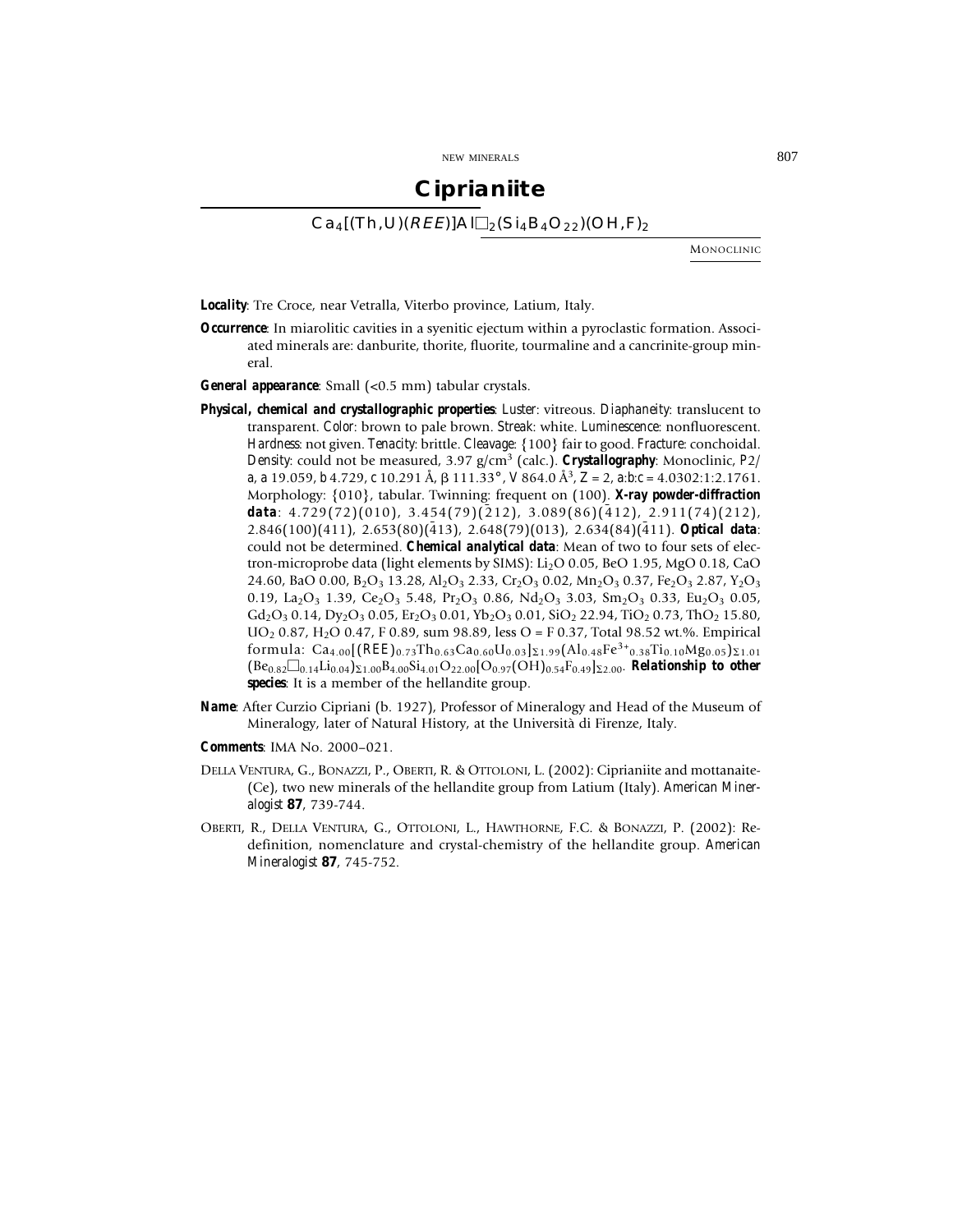# Ciprianiite

$Ca_4[(Th,U)(REE)]Al\square_2(Si_4B_4O_{22})(OH,F)_2$

MONOCLINIC

***Locality***: Tre Croce, near Vetralla, Viterbo province, Latium, Italy.

***Occurrence***: In miarolitic cavities in a syenitic ejectum within a pyroclastic formation. Associated minerals are: danburite, thorite, fluorite, tourmaline and a cancrinite-group mineral.

***General appearance***: Small (<0.5 mm) tabular crystals.

***Physical, chemical and crystallographic properties***: *Luster*: vitreous. *Diaphaneity*: translucent to transparent. *Color*: brown to pale brown. *Streak*: white. *Luminescence*: nonfluorescent. *Hardness*: not given. *Tenacity*: brittle. *Cleavage*: {100} fair to good. *Fracture*: conchoidal. *Density*: could not be measured, 3.97 g/cm$^3$ (calc.). ***Crystallography***: Monoclinic, *P*2/*a*, *a* 19.059, *b* 4.729, *c* 10.291 Å, β 111.33°, *V* 864.0 Å$^3$, *Z* = 2, *a*:*b*:*c* = 4.0302:1:2.1761. Morphology: {010}, tabular. Twinning: frequent on (100). ***X-ray powder-diffraction data***: 4.729(72)(010), 3.454(79)($\bar{2}$12), 3.089(86)($\bar{4}$12), 2.911(74)(212), 2.846(100)(411), 2.653(80)($\bar{4}$13), 2.648(79)(013), 2.634(84)($\bar{4}$11). ***Optical data***: could not be determined. ***Chemical analytical data***: Mean of two to four sets of electron-microprobe data (light elements by SIMS): $Li_2O$ 0.05, BeO 1.95, MgO 0.18, CaO 24.60, BaO 0.00, $B_2O_3$ 13.28, $Al_2O_3$ 2.33, $Cr_2O_3$ 0.02, $Mn_2O_3$ 0.37, $Fe_2O_3$ 2.87, $Y_2O_3$ 0.19, $La_2O_3$ 1.39, $Ce_2O_3$ 5.48, $Pr_2O_3$ 0.86, $Nd_2O_3$ 3.03, $Sm_2O_3$ 0.33, $Eu_2O_3$ 0.05, $Gd_2O_3$ 0.14, $Dy_2O_3$ 0.05, $Er_2O_3$ 0.01, $Yb_2O_3$ 0.01, $SiO_2$ 22.94, $TiO_2$ 0.73, $ThO_2$ 15.80, $UO_2$ 0.87, $H_2O$ 0.47, F 0.89, sum 98.89, less O = F 0.37, Total 98.52 wt.%. Empirical formula: $Ca_{4.00}[(REE)_{0.73}Th_{0.63}Ca_{0.60}U_{0.03}]_{\Sigma 1.99}(Al_{0.48}Fe^{3+}_{0.38}Ti_{0.10}Mg_{0.05})_{\Sigma 1.01}(Be_{0.82}\square_{0.14}Li_{0.04})_{\Sigma 1.00}B_{4.00}Si_{4.01}O_{22.00}[O_{0.97}(OH)_{0.54}F_{0.49}]_{\Sigma 2.00}$. ***Relationship to other species***: It is a member of the hellandite group.

***Name***: After Curzio Cipriani (b. 1927), Professor of Mineralogy and Head of the Museum of Mineralogy, later of Natural History, at the Università di Firenze, Italy.

***Comments***: IMA No. 2000–021.

DELLA VENTURA, G., BONAZZI, P., OBERTI, R. & OTTOLONI, L. (2002): Ciprianiite and mottanaite-(Ce), two new minerals of the hellandite group from Latium (Italy). *American Mineralogist* **87**, 739-744.

OBERTI, R., DELLA VENTURA, G., OTTOLONI, L., HAWTHORNE, F.C. & BONAZZI, P. (2002): Redefinition, nomenclature and crystal-chemistry of the hellandite group. *American Mineralogist* **87**, 745-752.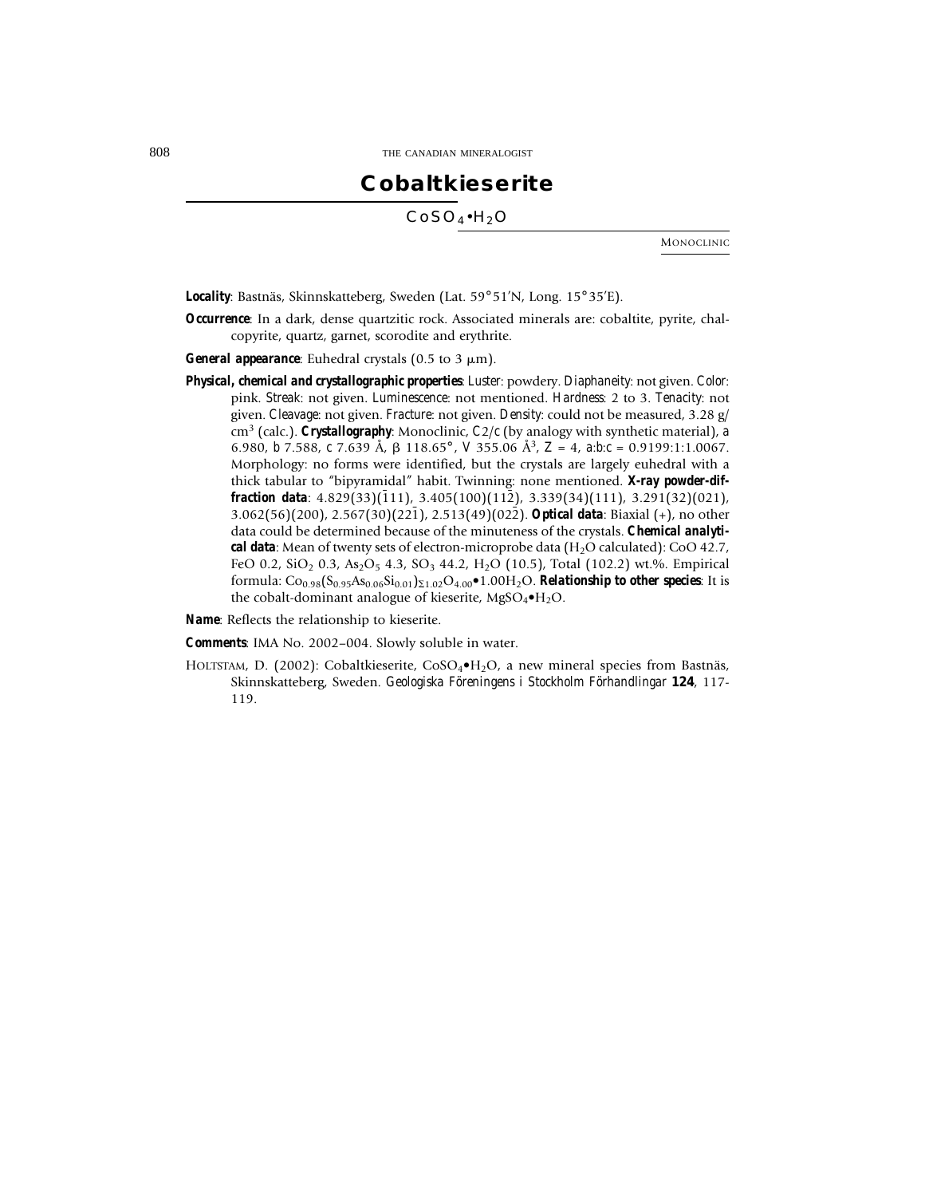# Cobaltkieserite

## $CoSO_4 \bullet H_2O$

MONOCLINIC

**Locality**: Bastnäs, Skinnskatteberg, Sweden (Lat. 59°51′N, Long. 15°35′E).

**Occurrence**: In a dark, dense quartzitic rock. Associated minerals are: cobaltite, pyrite, chalcopyrite, quartz, garnet, scorodite and erythrite.

**General appearance**: Euhedral crystals (0.5 to 3 μm).

**Physical, chemical and crystallographic properties**: *Luster*: powdery. *Diaphaneity*: not given. *Color*: pink. *Streak*: not given. *Luminescence*: not mentioned. *Hardness*: 2 to 3. *Tenacity*: not given. *Cleavage*: not given. *Fracture*: not given. *Density*: could not be measured, 3.28 g/cm³ (calc.). **Crystallography**: Monoclinic, *C*2/*c* (by analogy with synthetic material), *a* 6.980, *b* 7.588, *c* 7.639 Å, β 118.65°, *V* 355.06 Å³, *Z* = 4, *a*:*b*:*c* = 0.9199:1:1.0067. Morphology: no forms were identified, but the crystals are largely euhedral with a thick tabular to "bipyramidal" habit. Twinning: none mentioned. **X-ray powder-diffraction data**: 4.829(33)($\bar{1}$11), 3.405(100)(11$\bar{2}$), 3.339(34)(111), 3.291(32)(021), 3.062(56)(200), 2.567(30)(22$\bar{1}$), 2.513(49)(02$\bar{2}$). **Optical data**: Biaxial (+), no other data could be determined because of the minuteness of the crystals. **Chemical analytical data**: Mean of twenty sets of electron-microprobe data ($H_2O$ calculated): CoO 42.7, FeO 0.2, $SiO_2$ 0.3, $As_2O_5$ 4.3, $SO_3$ 44.2, $H_2O$ (10.5), Total (102.2) wt.%. Empirical formula: $Co_{0.98}(S_{0.95}As_{0.06}Si_{0.01})_{\Sigma 1.02}O_{4.00} \bullet 1.00H_2O$. **Relationship to other species**: It is the cobalt-dominant analogue of kieserite, $MgSO_4 \bullet H_2O$.

**Name**: Reflects the relationship to kieserite.

**Comments**: IMA No. 2002–004. Slowly soluble in water.

HOLTSTAM, D. (2002): Cobaltkieserite, $CoSO_4 \bullet H_2O$, a new mineral species from Bastnäs, Skinnskatteberg, Sweden. *Geologiska Föreningens i Stockholm Förhandlingar* **124**, 117-119.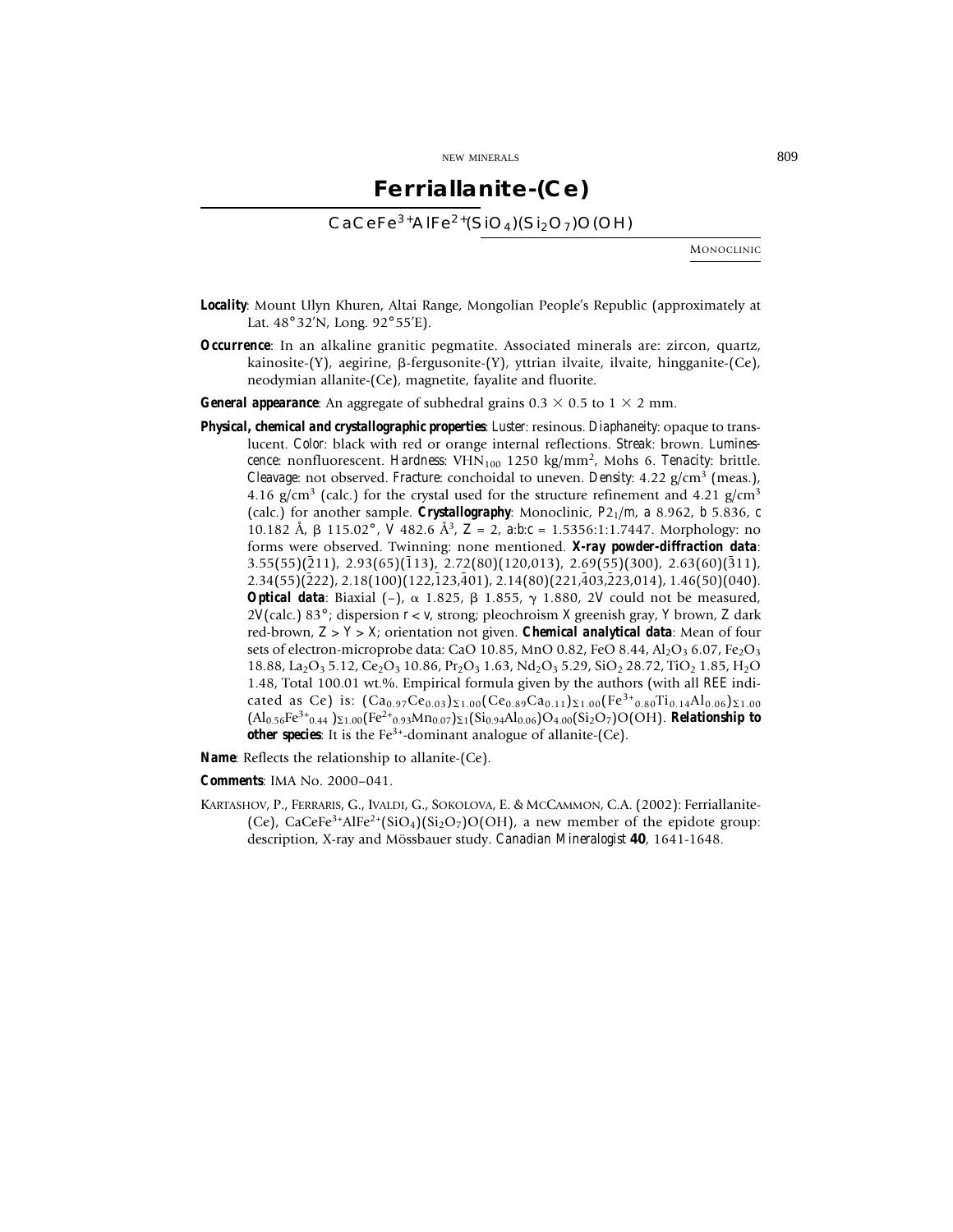# Ferriallanite-(Ce)

$CaCeFe^{3+}AlFe^{2+}(SiO_4)(Si_2O_7)O(OH)$

MONOCLINIC

**Locality**: Mount Ulyn Khuren, Altai Range, Mongolian People's Republic (approximately at Lat. 48°32'N, Long. 92°55'E).

**Occurrence**: In an alkaline granitic pegmatite. Associated minerals are: zircon, quartz, kainosite-(Y), aegirine, β-fergusonite-(Y), yttrian ilvaite, ilvaite, hingganite-(Ce), neodymian allanite-(Ce), magnetite, fayalite and fluorite.

**General appearance**: An aggregate of subhedral grains 0.3 × 0.5 to 1 × 2 mm.

**Physical, chemical and crystallographic properties**: *Luster*: resinous. *Diaphaneity*: opaque to translucent. *Color*: black with red or orange internal reflections. *Streak*: brown. *Luminescence*: nonfluorescent. *Hardness*: $VHN_{100}$ 1250 $kg/mm^2$, Mohs 6. *Tenacity*: brittle. *Cleavage*: not observed. *Fracture*: conchoidal to uneven. *Density*: 4.22 $g/cm^3$ (meas.), 4.16 $g/cm^3$ (calc.) for the crystal used for the structure refinement and 4.21 $g/cm^3$ (calc.) for another sample. **Crystallography**: Monoclinic, $P2_1/m$, *a* 8.962, *b* 5.836, *c* 10.182 Å, β 115.02°, *V* 482.6 Å$^3$, *Z* = 2, *a*:*b*:*c* = 1.5356:1:1.7447. Morphology: no forms were observed. Twinning: none mentioned. **X-ray powder-diffraction data**: 3.55(55)($\bar{2}$11), 2.93(65)($\bar{1}$13), 2.72(80)(120,013), 2.69(55)(300), 2.63(60)($\bar{3}$11), 2.34(55)($\bar{2}$22), 2.18(100)(122,$\bar{1}$23,$\bar{4}$01), 2.14(80)(221,$\bar{4}$03,$\bar{2}$23,014), 1.46(50)(040). **Optical data**: Biaxial (–), α 1.825, β 1.855, γ 1.880, 2*V* could not be measured, 2*V*(calc.) 83°; dispersion *r* < *v*, strong; pleochroism *X* greenish gray, *Y* brown, *Z* dark red-brown, *Z* > *Y* > *X*; orientation not given. **Chemical analytical data**: Mean of four sets of electron-microprobe data: CaO 10.85, MnO 0.82, FeO 8.44, $Al_2O_3$ 6.07, $Fe_2O_3$ 18.88, $La_2O_3$ 5.12, $Ce_2O_3$ 10.86, $Pr_2O_3$ 1.63, $Nd_2O_3$ 5.29, $SiO_2$ 28.72, $TiO_2$ 1.85, $H_2O$ 1.48, Total 100.01 wt.%. Empirical formula given by the authors (with all *REE* indicated as Ce) is: $(Ca_{0.97}Ce_{0.03})_{\Sigma 1.00}(Ce_{0.89}Ca_{0.11})_{\Sigma 1.00}(Fe^{3+}_{0.80}Ti_{0.14}Al_{0.06})_{\Sigma 1.00}$ $(Al_{0.56}Fe^{3+}_{0.44})_{\Sigma 1.00}(Fe^{2+}_{0.93}Mn_{0.07})_{\Sigma 1}(Si_{0.94}Al_{0.06})O_{4.00}(Si_2O_7)O(OH)$. **Relationship to other species**: It is the $Fe^{3+}$-dominant analogue of allanite-(Ce).

**Name**: Reflects the relationship to allanite-(Ce).

**Comments**: IMA No. 2000–041.

KARTASHOV, P., FERRARIS, G., IVALDI, G., SOKOLOVA, E. & MCCAMMON, C.A. (2002): Ferriallanite-(Ce), $CaCeFe^{3+}AlFe^{2+}(SiO_4)(Si_2O_7)O(OH)$, a new member of the epidote group: description, X-ray and Mössbauer study. *Canadian Mineralogist* **40**, 1641-1648.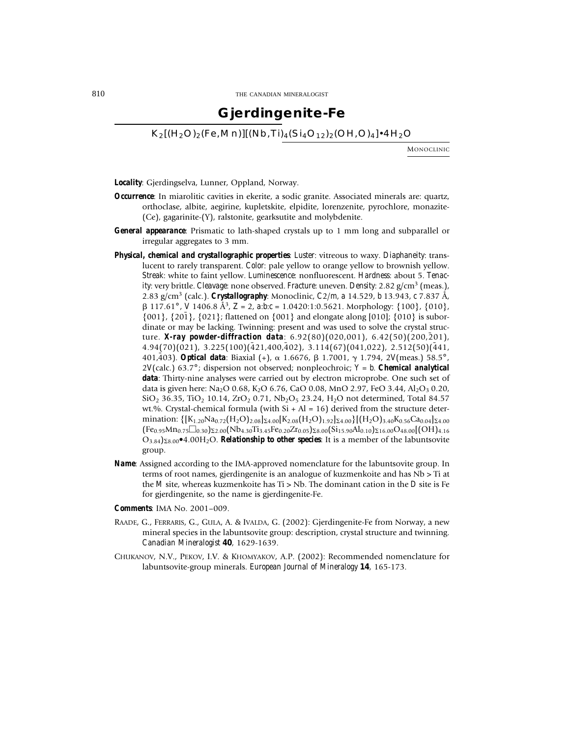# Gjerdingenite-Fe

$K_2[(H_2O)_2(Fe,Mn)][(Nb,Ti)_4(Si_4O_{12})_2(OH,O)_4]\bullet 4H_2O$

MONOCLINIC

**Locality**: Gjerdingselva, Lunner, Oppland, Norway.

**Occurrence**: In miarolitic cavities in ekerite, a sodic granite. Associated minerals are: quartz, orthoclase, albite, aegirine, kupletskite, elpidite, lorenzenite, pyrochlore, monazite-(Ce), gagarinite-(Y), ralstonite, gearksutite and molybdenite.

**General appearance**: Prismatic to lath-shaped crystals up to 1 mm long and subparallel or irregular aggregates to 3 mm.

**Physical, chemical and crystallographic properties**: *Luster*: vitreous to waxy. *Diaphaneity*: translucent to rarely transparent. *Color*: pale yellow to orange yellow to brownish yellow. *Streak*: white to faint yellow. *Luminescence*: nonfluorescent. *Hardness*: about 5. *Tenacity*: very brittle. *Cleavage*: none observed. *Fracture*: uneven. *Density*: 2.82 g/cm$^3$ (meas.), 2.83 g/cm$^3$ (calc.). **Crystallography**: Monoclinic, *C*2/*m*, *a* 14.529, *b* 13.943, *c* 7.837 Å, β 117.61°, *V* 1406.8 Å$^3$, *Z* = 2, *a*:*b*:*c* = 1.0420:1:0.5621. Morphology: {100}, {010}, {001}, {20$\bar{1}$}, {021}; flattened on {001} and elongate along [010]; {010} is subordinate or may be lacking. Twinning: present and was used to solve the crystal structure. **X-ray powder-diffraction data**: 6.92(80)(020,001), 6.42(50)(200,$\bar{2}$01), 4.94(70)(021), 3.225(100)($\bar{4}$21,400,$\bar{4}$02), 3.114(67)(041,022), 2.512(50)($\bar{4}$41, 401,$\bar{4}$03). **Optical data**: Biaxial (+), α 1.6676, β 1.7001, γ 1.794, 2V(meas.) 58.5°, 2V(calc.) 63.7°; dispersion not observed; nonpleochroic; *Y* = *b*. **Chemical analytical data**: Thirty-nine analyses were carried out by electron microprobe. One such set of data is given here: $Na_2O$ 0.68, $K_2O$ 6.76, CaO 0.08, MnO 2.97, FeO 3.44, $Al_2O_3$ 0.20, $SiO_2$ 36.35, $TiO_2$ 10.14, $ZrO_2$ 0.71, $Nb_2O_5$ 23.24, $H_2O$ not determined, Total 84.57 wt.%. Crystal-chemical formula (with Si + Al = 16) derived from the structure determination: $\{[K_{1.20}Na_{0.72}(H_2O)_{2.08}]_{\Sigma 4.00}[K_{2.08}(H_2O)_{1.92}]_{\Sigma 4.00}\}[(H_2O)_{3.40}K_{0.56}Ca_{0.04}]_{\Sigma 4.00}$ $(Fe_{0.95}Mn_{0.75}\square_{0.30})_{\Sigma 2.00}(Nb_{4.30}Ti_{3.45}Fe_{0.20}Zr_{0.05})_{\Sigma 8.00}(Si_{15.90}Al_{0.10})_{\Sigma 16.00}O_{48.00}[(OH)_{4.16}O_{3.84})_{\Sigma 8.00}\bullet 4.00H_2O$. **Relationship to other species**: It is a member of the labuntsovite group.

**Name**: Assigned according to the IMA-approved nomenclature for the labuntsovite group. In terms of root names, gjerdingenite is an analogue of kuzmenkoite and has Nb > Ti at the *M* site, whereas kuzmenkoite has Ti > Nb. The dominant cation in the *D* site is Fe for gjerdingenite, so the name is gjerdingenite-Fe.

**Comments**: IMA No. 2001–009.

RAADE, G., FERRARIS, G., GULA, A. & IVALDA, G. (2002): Gjerdingenite-Fe from Norway, a new mineral species in the labuntsovite group: description, crystal structure and twinning. *Canadian Mineralogist* **40**, 1629-1639.

CHUKANOV, N.V., PEKOV, I.V. & KHOMYAKOV, A.P. (2002): Recommended nomenclature for labuntsovite-group minerals. *European Journal of Mineralogy* **14**, 165-173.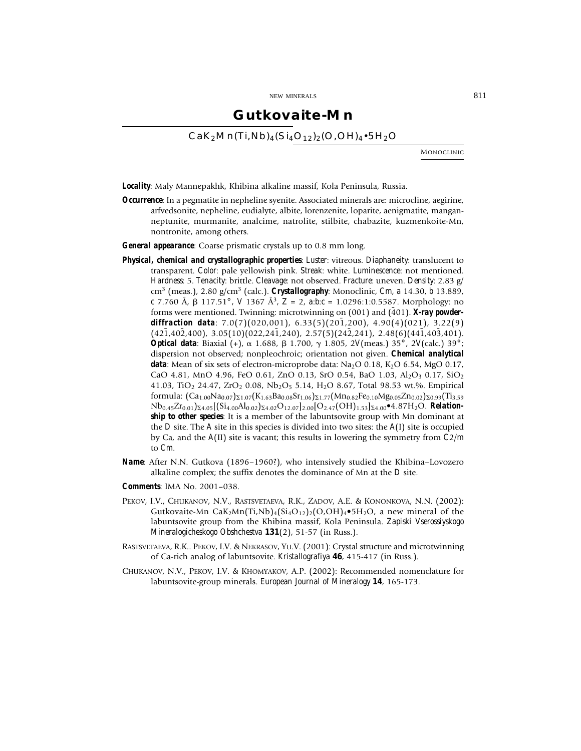# Gutkovaite-Mn

## $CaK_2Mn(Ti,Nb)_4(Si_4O_{12})_2(O,OH)_4 \bullet 5H_2O$

MONOCLINIC

**Locality**: Maly Mannepakhk, Khibina alkaline massif, Kola Peninsula, Russia.

**Occurrence**: In a pegmatite in nepheline syenite. Associated minerals are: microcline, aegirine, arfvedsonite, nepheline, eudialyte, albite, lorenzenite, loparite, aenigmatite, manganneptunite, murmanite, analcime, natrolite, stilbite, chabazite, kuzmenkoite-Mn, nontronite, among others.

**General appearance**: Coarse prismatic crystals up to 0.8 mm long.

**Physical, chemical and crystallographic properties**: *Luster*: vitreous. *Diaphaneity*: translucent to transparent. *Color*: pale yellowish pink. *Streak*: white. *Luminescence*: not mentioned. *Hardness*: 5. *Tenacity*: brittle. *Cleavage*: not observed. *Fracture*: uneven. *Density*: 2.83 g/$cm^3$ (meas.), 2.80 g/$cm^3$ (calc.). ***Crystallography***: Monoclinic, *Cm*, *a* 14.30, *b* 13.889, *c* 7.760 Å, β 117.51°, *V* 1367 Å$^3$, *Z* = 2, *a:b:c* = 1.0296:1:0.5587. Morphology: no forms were mentioned. Twinning: microtwinning on (001) and ($\bar{4}$01). ***X-ray powder-diffraction data***: 7.0(7)(020,001), 6.33(5)(20$\bar{1}$,200), 4.90(4)(021), 3.22(9) (42$\bar{1}$,40$\bar{2}$,400), 3.05(10)(022,24$\bar{1}$,240), 2.57(5)(24$\bar{2}$,241), 2.48(6)(44$\bar{1}$,40$\bar{3}$,401). ***Optical data***: Biaxial (+), α 1.688, β 1.700, γ 1.805, 2*V*(meas.) 35°, 2*V*(calc.) 39°; dispersion not observed; nonpleochroic; orientation not given. ***Chemical analytical data***: Mean of six sets of electron-microprobe data: $Na_2O$ 0.18, $K_2O$ 6.54, MgO 0.17, CaO 4.81, MnO 4.96, FeO 0.61, ZnO 0.13, SrO 0.54, BaO 1.03, $Al_2O_3$ 0.17, $SiO_2$ 41.03, $TiO_2$ 24.47, $ZrO_2$ 0.08, $Nb_2O_5$ 5.14, $H_2O$ 8.67, Total 98.53 wt.%. Empirical formula: $(Ca_{1.00}Na_{0.07})_{\Sigma 1.07}(K_{1.63}Ba_{0.08}Sr_{1.06})_{\Sigma 1.77}(Mn_{0.82}Fe_{0.10}Mg_{0.05}Zn_{0.02})_{\Sigma 0.99}(Ti_{3.59}Nb_{0.45}Zr_{0.01})_{\Sigma 4.05}[(Si_{4.00}Al_{0.02})_{\Sigma 4.02}O_{12.07}]_{2.00}[O_{2.47}(OH)_{1.53}]_{\Sigma 4.00} \bullet 4.87H_2O$. ***Relationship to other species***: It is a member of the labuntsovite group with Mn dominant at the *D* site. The *A* site in this species is divided into two sites: the *A*(I) site is occupied by Ca, and the *A*(II) site is vacant; this results in lowering the symmetry from *C*2/*m* to *Cm*.

**Name**: After N.N. Gutkova (1896–1960?), who intensively studied the Khibina–Lovozero alkaline complex; the suffix denotes the dominance of Mn at the *D* site.

**Comments**: IMA No. 2001–038.

PEKOV, I.V., CHUKANOV, N.V., RASTSVETAEVA, R.K., ZADOV, A.E. & KONONKOVA, N.N. (2002): Gutkovaite-Mn $CaK_2Mn(Ti,Nb)_4(Si_4O_{12})_2(O,OH)_4 \bullet 5H_2O$, a new mineral of the labuntsovite group from the Khibina massif, Kola Peninsula. *Zapiski Vserossiyskogo Mineralogicheskogo Obshchestva* **131**(2), 51-57 (in Russ.).

RASTSVETAEVA, R.K.. PEKOV, I.V. & NEKRASOV, YU.V. (2001): Crystal structure and microtwinning of Ca-rich analog of labuntsovite. *Kristallografiya* **46**, 415-417 (in Russ.).

CHUKANOV, N.V., PEKOV, I.V. & KHOMYAKOV, A.P. (2002): Recommended nomenclature for labuntsovite-group minerals. *European Journal of Mineralogy* **14**, 165-173.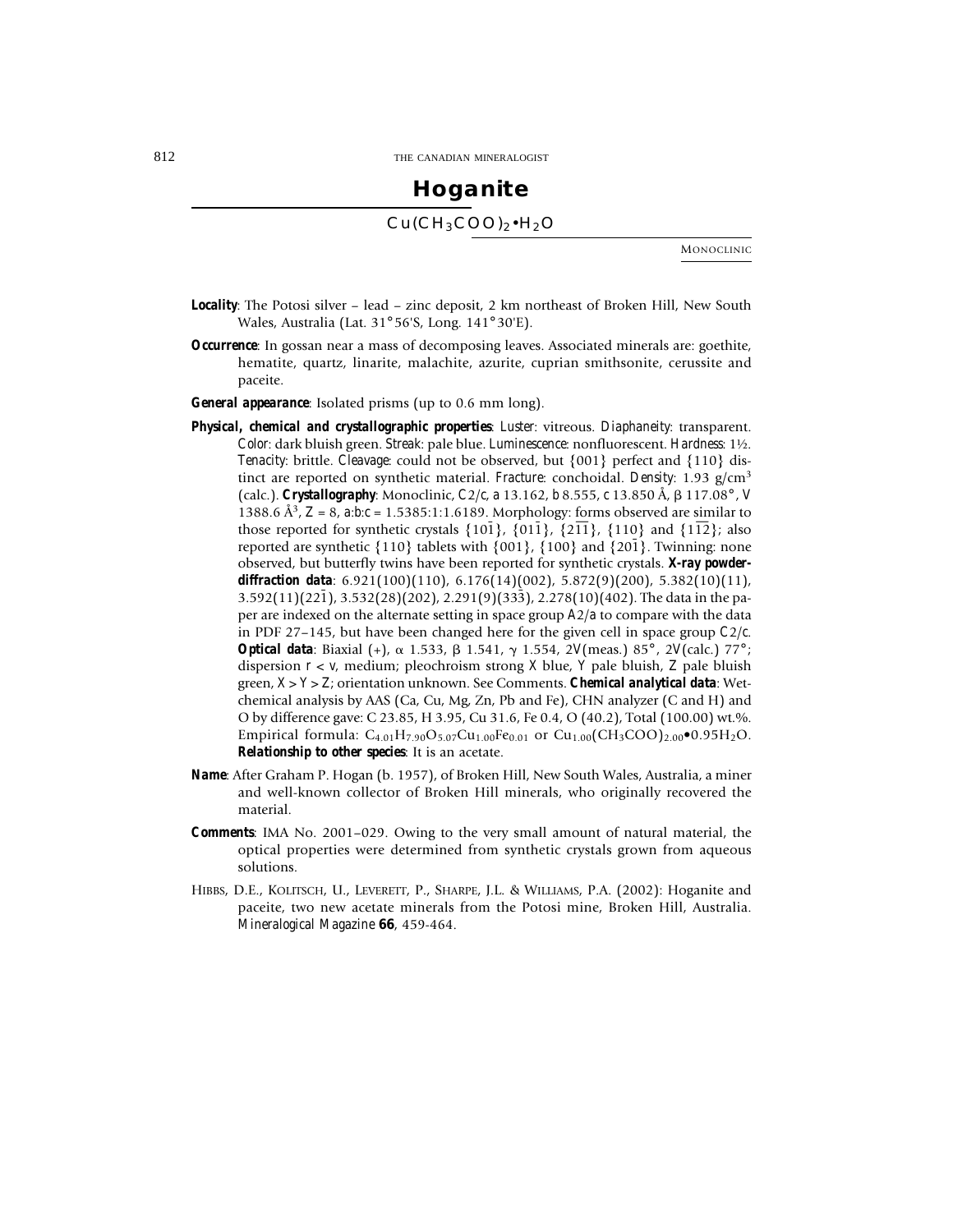# Hoganite

## $Cu(CH_3COO)_2 \bullet H_2O$

MONOCLINIC

***Locality***: The Potosi silver – lead – zinc deposit, 2 km northeast of Broken Hill, New South Wales, Australia (Lat. 31°56'S, Long. 141°30'E).

***Occurrence***: In gossan near a mass of decomposing leaves. Associated minerals are: goethite, hematite, quartz, linarite, malachite, azurite, cuprian smithsonite, cerussite and paceite.

***General appearance***: Isolated prisms (up to 0.6 mm long).

***Physical, chemical and crystallographic properties***: *Luster*: vitreous. *Diaphaneity*: transparent. *Color*: dark bluish green. *Streak*: pale blue. *Luminescence*: nonfluorescent. *Hardness*: 1½. *Tenacity*: brittle. *Cleavage*: could not be observed, but {001} perfect and {110} distinct are reported on synthetic material. *Fracture*: conchoidal. *Density*: 1.93 g/cm$^3$ (calc.). ***Crystallography***: Monoclinic, *C*2/*c*, *a* 13.162, *b* 8.555, *c* 13.850 Å, β 117.08°, *V* 1388.6 Å$^3$, *Z* = 8, *a*:*b*:*c* = 1.5385:1:1.6189. Morphology: forms observed are similar to those reported for synthetic crystals {$10\bar{1}$}, {$01\bar{1}$}, {$2\bar{1}\bar{1}$}, {110} and {$1\bar{1}\bar{2}$}; also reported are synthetic {110} tablets with {001}, {100} and {$20\bar{1}$}. Twinning: none observed, but butterfly twins have been reported for synthetic crystals. ***X-ray powder-diffraction data***: 6.921(100)(110), 6.176(14)(002), 5.872(9)(200), 5.382(10)(11), 3.592(11)($22\bar{1}$), 3.532(28)(202), 2.291(9)($33\bar{3}$), 2.278(10)(402). The data in the paper are indexed on the alternate setting in space group *A*2/*a* to compare with the data in PDF 27–145, but have been changed here for the given cell in space group *C*2/*c*. ***Optical data***: Biaxial (+), α 1.533, β 1.541, γ 1.554, 2*V*(meas.) 85°, 2*V*(calc.) 77°; dispersion *r* < *v*, medium; pleochroism strong *X* blue, *Y* pale bluish, *Z* pale bluish green, *X* > *Y* > *Z*; orientation unknown. See Comments. ***Chemical analytical data***: Wet-chemical analysis by AAS (Ca, Cu, Mg, Zn, Pb and Fe), CHN analyzer (C and H) and O by difference gave: C 23.85, H 3.95, Cu 31.6, Fe 0.4, O (40.2), Total (100.00) wt.%. Empirical formula: $C_{4.01}H_{7.90}O_{5.07}Cu_{1.00}Fe_{0.01}$ or $Cu_{1.00}(CH_3COO)_{2.00} \bullet 0.95H_2O$. ***Relationship to other species***: It is an acetate.

***Name***: After Graham P. Hogan (b. 1957), of Broken Hill, New South Wales, Australia, a miner and well-known collector of Broken Hill minerals, who originally recovered the material.

***Comments***: IMA No. 2001–029. Owing to the very small amount of natural material, the optical properties were determined from synthetic crystals grown from aqueous solutions.

HIBBS, D.E., KOLITSCH, U., LEVERETT, P., SHARPE, J.L. & WILLIAMS, P.A. (2002): Hoganite and paceite, two new acetate minerals from the Potosi mine, Broken Hill, Australia. *Mineralogical Magazine* **66**, 459-464.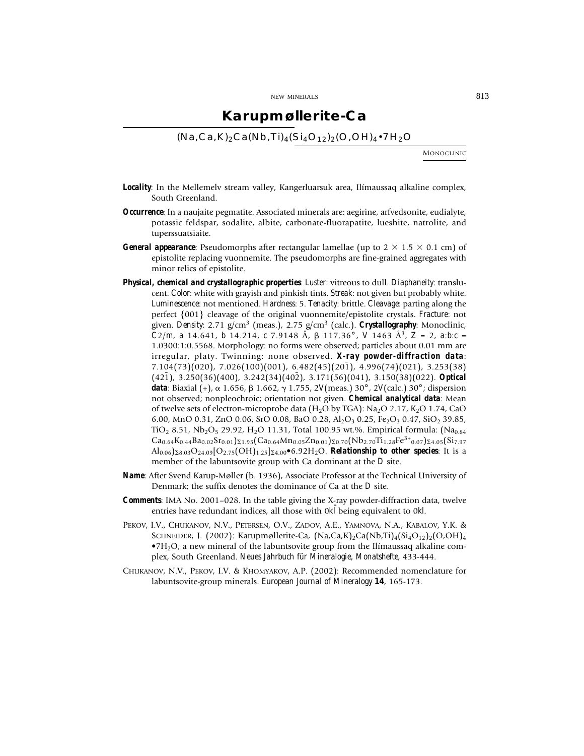# Karupmøllerite-Ca

$(Na,Ca,K)_2Ca(Nb,Ti)_4(Si_4O_{12})_2(O,OH)_4 \bullet 7H_2O$

MONOCLINIC

**Locality**: In the Mellemelv stream valley, Kangerluarsuk area, Ilímaussaq alkaline complex, South Greenland.

**Occurrence**: In a naujaite pegmatite. Associated minerals are: aegirine, arfvedsonite, eudialyte, potassic feldspar, sodalite, albite, carbonate-fluorapatite, lueshite, natrolite, and tuperssuatsiaite.

**General appearance**: Pseudomorphs after rectangular lamellae (up to 2 × 1.5 × 0.1 cm) of epistolite replacing vuonnemite. The pseudomorphs are fine-grained aggregates with minor relics of epistolite.

**Physical, chemical and crystallographic properties**: *Luster*: vitreous to dull. *Diaphaneity*: translucent. *Color*: white with grayish and pinkish tints. *Streak*: not given but probably white. *Luminescence*: not mentioned. *Hardness*: 5. *Tenacity*: brittle. *Cleavage*: parting along the perfect {001} cleavage of the original vuonnemite/epistolite crystals. *Fracture*: not given. *Density*: 2.71 g/cm³ (meas.), 2.75 g/cm³ (calc.). **Crystallography**: Monoclinic, *C*2/*m*, *a* 14.641, *b* 14.214, *c* 7.9148 Å, β 117.36°, *V* 1463 Å³, *Z* = 2, *a*:*b*:*c* = 1.0300:1:0.5568. Morphology: no forms were observed; particles about 0.01 mm are irregular, platy. Twinning: none observed. **X-ray powder-diffraction data**: 7.104(73)(020), 7.026(100)(001), 6.482(45)($20\bar{1}$), 4.996(74)($02\bar{1}$), 3.253(38)($42\bar{1}$), 3.250(36)(400), 3.242(34)($40\bar{2}$), 3.171(56)(041), 3.150(38)(022). **Optical data**: Biaxial (+), α 1.656, β 1.662, γ 1.755, 2*V*(meas.) 30°, 2*V*(calc.) 30°; dispersion not observed; nonpleochroic; orientation not given. **Chemical analytical data**: Mean of twelve sets of electron-microprobe data ($H_2O$ by TGA): $Na_2O$ 2.17, $K_2O$ 1.74, CaO 6.00, MnO 0.31, ZnO 0.06, SrO 0.08, BaO 0.28, $Al_2O_3$ 0.25, $Fe_2O_3$ 0.47, $SiO_2$ 39.85, $TiO_2$ 8.51, $Nb_2O_5$ 29.92, $H_2O$ 11.31, Total 100.95 wt.%. Empirical formula: $(Na_{0.84}Ca_{0.64}K_{0.44}Ba_{0.02}Sr_{0.01})_{\Sigma 1.95}(Ca_{0.64}Mn_{0.05}Zn_{0.01})_{\Sigma 0.70}(Nb_{2.70}Ti_{1.28}Fe^{3+}_{0.07})_{\Sigma 4.05}(Si_{7.97}Al_{0.06})_{\Sigma 8.03}O_{24.09}[O_{2.75}(OH)_{1.25}]_{\Sigma 4.00} \bullet 6.92H_2O$. **Relationship to other species**: It is a member of the labuntsovite group with Ca dominant at the *D* site.

**Name**: After Svend Karup-Møller (b. 1936), Associate Professor at the Technical University of Denmark; the suffix denotes the dominance of Ca at the *D* site.

**Comments**: IMA No. 2001–028. In the table giving the X-ray powder-diffraction data, twelve entries have redundant indices, all those with $0k\bar{l}$ being equivalent to $0kl$.

PEKOV, I.V., CHUKANOV, N.V., PETERSEN, O.V., ZADOV, A.E., YAMNOVA, N.A., KABALOV, Y.K. & SCHNEIDER, J. (2002): Karupmøllerite-Ca, $(Na,Ca,K)_2Ca(Nb,Ti)_4(Si_4O_{12})_2(O,OH)_4 \bullet 7H_2O$, a new mineral of the labuntsovite group from the Ilímaussaq alkaline complex, South Greenland. *Neues Jahrbuch für Mineralogie, Monatshefte*, 433-444.

CHUKANOV, N.V., PEKOV, I.V. & KHOMYAKOV, A.P. (2002): Recommended nomenclature for labuntsovite-group minerals. *European Journal of Mineralogy* **14**, 165-173.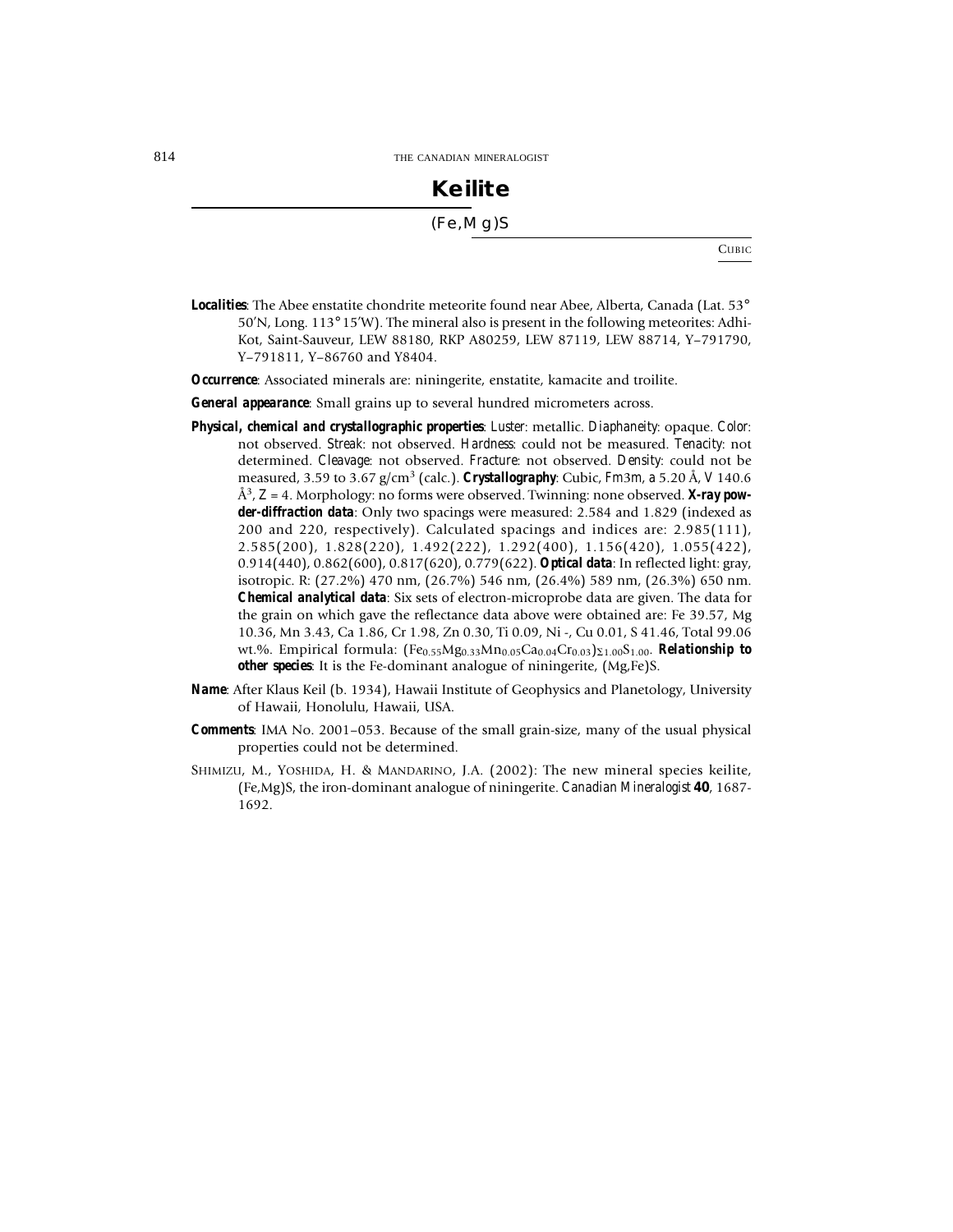# Keilite

(Fe,Mg)S

CUBIC

***Localities***: The Abee enstatite chondrite meteorite found near Abee, Alberta, Canada (Lat. 53° 50'N, Long. 113° 15'W). The mineral also is present in the following meteorites: Adhi-Kot, Saint-Sauveur, LEW 88180, RKP A80259, LEW 87119, LEW 88714, Y–791790, Y–791811, Y–86760 and Y8404.

***Occurrence***: Associated minerals are: niningerite, enstatite, kamacite and troilite.

***General appearance***: Small grains up to several hundred micrometers across.

***Physical, chemical and crystallographic properties***: *Luster*: metallic. *Diaphaneity*: opaque. *Color*: not observed. *Streak*: not observed. *Hardness*: could not be measured. *Tenacity*: not determined. *Cleavage*: not observed. *Fracture*: not observed. *Density*: could not be measured, 3.59 to 3.67 g/cm$^3$ (calc.). ***Crystallography***: Cubic, *Fm*3*m*, *a* 5.20 Å, *V* 140.6 Å$^3$, *Z* = 4. Morphology: no forms were observed. Twinning: none observed. ***X-ray powder-diffraction data***: Only two spacings were measured: 2.584 and 1.829 (indexed as 200 and 220, respectively). Calculated spacings and indices are: 2.985(111), 2.585(200), 1.828(220), 1.492(222), 1.292(400), 1.156(420), 1.055(422), 0.914(440), 0.862(600), 0.817(620), 0.779(622). ***Optical data***: In reflected light: gray, isotropic. R: (27.2%) 470 nm, (26.7%) 546 nm, (26.4%) 589 nm, (26.3%) 650 nm. ***Chemical analytical data***: Six sets of electron-microprobe data are given. The data for the grain on which gave the reflectance data above were obtained are: Fe 39.57, Mg 10.36, Mn 3.43, Ca 1.86, Cr 1.98, Zn 0.30, Ti 0.09, Ni -, Cu 0.01, S 41.46, Total 99.06 wt.%. Empirical formula: $(Fe_{0.55}Mg_{0.33}Mn_{0.05}Ca_{0.04}Cr_{0.03})_{\Sigma 1.00}S_{1.00}$. ***Relationship to other species***: It is the Fe-dominant analogue of niningerite, (Mg,Fe)S.

***Name***: After Klaus Keil (b. 1934), Hawaii Institute of Geophysics and Planetology, University of Hawaii, Honolulu, Hawaii, USA.

***Comments***: IMA No. 2001–053. Because of the small grain-size, many of the usual physical properties could not be determined.

SHIMIZU, M., YOSHIDA, H. & MANDARINO, J.A. (2002): The new mineral species keilite, (Fe,Mg)S, the iron-dominant analogue of niningerite. *Canadian Mineralogist* **40**, 1687-1692.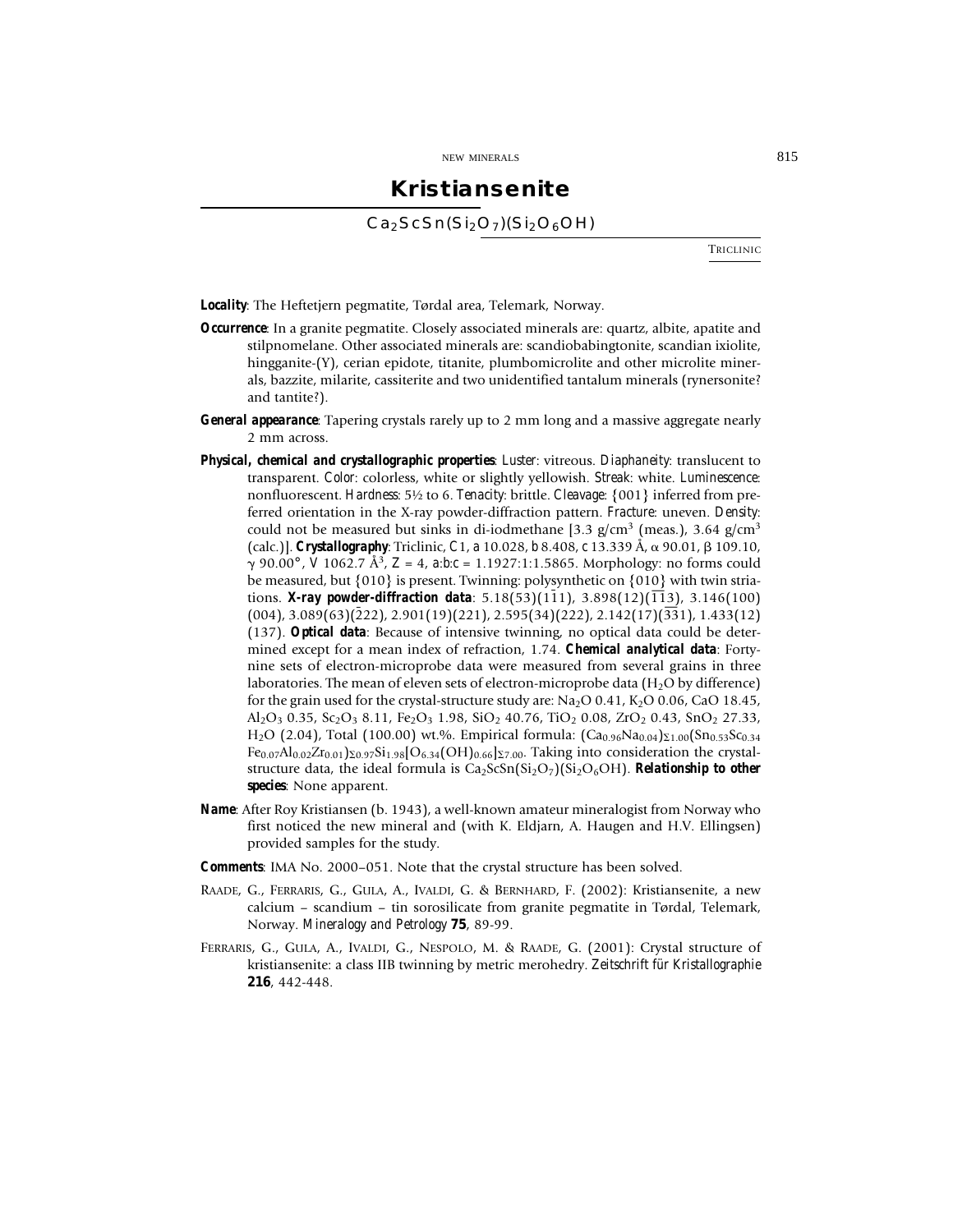# Kristiansenite

$Ca_2ScSn(Si_2O_7)(Si_2O_6OH)$

TRICLINIC

**Locality**: The Heftetjern pegmatite, Tørdal area, Telemark, Norway.

**Occurrence**: In a granite pegmatite. Closely associated minerals are: quartz, albite, apatite and stilpnomelane. Other associated minerals are: scandiobabingtonite, scandian ixiolite, hingganite-(Y), cerian epidote, titanite, plumbomicrolite and other microlite minerals, bazzite, milarite, cassiterite and two unidentified tantalum minerals (rynersonite? and tantite?).

**General appearance**: Tapering crystals rarely up to 2 mm long and a massive aggregate nearly 2 mm across.

**Physical, chemical and crystallographic properties**: *Luster*: vitreous. *Diaphaneity*: translucent to transparent. *Color*: colorless, white or slightly yellowish. *Streak*: white. *Luminescence*: nonfluorescent. *Hardness*: 5½ to 6. *Tenacity*: brittle. *Cleavage*: {001} inferred from preferred orientation in the X-ray powder-diffraction pattern. *Fracture*: uneven. *Density*: could not be measured but sinks in di-iodmethane [3.3 g/cm$^3$ (meas.), 3.64 g/cm$^3$ (calc.)]. **Crystallography**: Triclinic, *C*1, *a* 10.028, *b* 8.408, *c* 13.339 Å, $\alpha$ 90.01, $\beta$ 109.10, $\gamma$ 90.00°, *V* 1062.7 Å$^3$, *Z* = 4, *a:b:c* = 1.1927:1:1.5865. Morphology: no forms could be measured, but {010} is present. Twinning: polysynthetic on {010} with twin striations. **X-ray powder-diffraction data**: 5.18(53)($1\bar{1}1$), 3.898(12)($\bar{1}\bar{1}3$), 3.146(100)(004), 3.089(63)($\bar{2}22$), 2.901(19)(221), 2.595(34)(222), 2.142(17)($\bar{3}\bar{3}1$), 1.433(12)(137). **Optical data**: Because of intensive twinning, no optical data could be determined except for a mean index of refraction, 1.74. **Chemical analytical data**: Forty-nine sets of electron-microprobe data were measured from several grains in three laboratories. The mean of eleven sets of electron-microprobe data ($H_2O$ by difference) for the grain used for the crystal-structure study are: $Na_2O$ 0.41, $K_2O$ 0.06, CaO 18.45, $Al_2O_3$ 0.35, $Sc_2O_3$ 8.11, $Fe_2O_3$ 1.98, $SiO_2$ 40.76, $TiO_2$ 0.08, $ZrO_2$ 0.43, $SnO_2$ 27.33, $H_2O$ (2.04), Total (100.00) wt.%. Empirical formula: $(Ca_{0.96}Na_{0.04})_{\Sigma 1.00}(Sn_{0.53}Sc_{0.34}Fe_{0.07}Al_{0.02}Zr_{0.01})_{\Sigma 0.97}Si_{1.98}[O_{6.34}(OH)_{0.66}]_{\Sigma 7.00}$. Taking into consideration the crystal-structure data, the ideal formula is $Ca_2ScSn(Si_2O_7)(Si_2O_6OH)$. **Relationship to other species**: None apparent.

**Name**: After Roy Kristiansen (b. 1943), a well-known amateur mineralogist from Norway who first noticed the new mineral and (with K. Eldjarn, A. Haugen and H.V. Ellingsen) provided samples for the study.

**Comments**: IMA No. 2000–051. Note that the crystal structure has been solved.

RAADE, G., FERRARIS, G., GULA, A., IVALDI, G. & BERNHARD, F. (2002): Kristiansenite, a new calcium – scandium – tin sorosilicate from granite pegmatite in Tørdal, Telemark, Norway. *Mineralogy and Petrology* **75**, 89-99.

FERRARIS, G., GULA, A., IVALDI, G., NESPOLO, M. & RAADE, G. (2001): Crystal structure of kristiansenite: a class IIB twinning by metric merohedry. *Zeitschrift für Kristallographie* **216**, 442-448.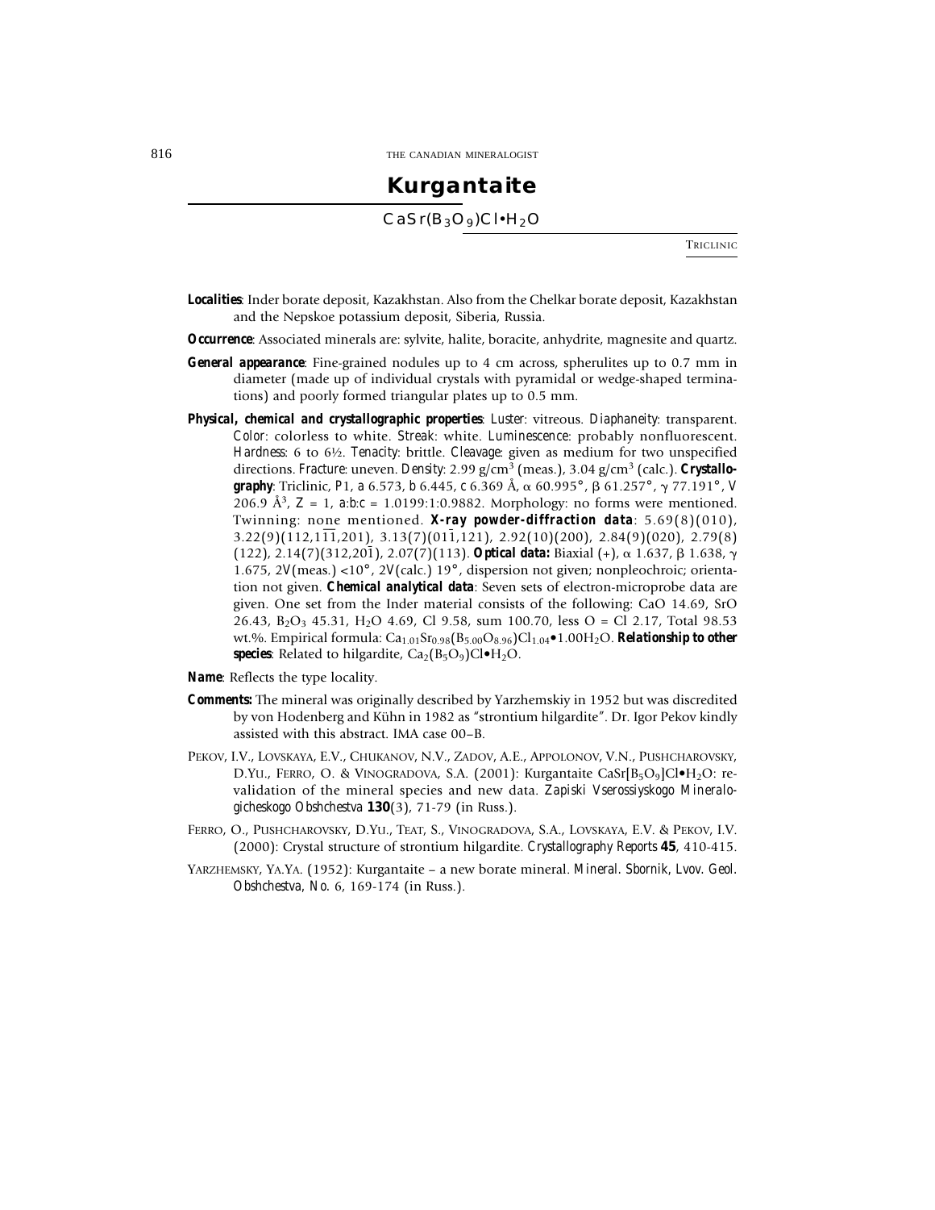# Kurgantaite

$CaSr(B_3O_9)Cl{\bullet}H_2O$

TRICLINIC

***Localities***: Inder borate deposit, Kazakhstan. Also from the Chelkar borate deposit, Kazakhstan and the Nepskoe potassium deposit, Siberia, Russia.

***Occurrence***: Associated minerals are: sylvite, halite, boracite, anhydrite, magnesite and quartz.

***General appearance***: Fine-grained nodules up to 4 cm across, spherulites up to 0.7 mm in diameter (made up of individual crystals with pyramidal or wedge-shaped terminations) and poorly formed triangular plates up to 0.5 mm.

***Physical, chemical and crystallographic properties***: *Luster*: vitreous. *Diaphaneity*: transparent. *Color*: colorless to white. *Streak*: white. *Luminescence*: probably nonfluorescent. *Hardness*: 6 to 6½. *Tenacity*: brittle. *Cleavage*: given as medium for two unspecified directions. *Fracture*: uneven. *Density*: 2.99 g/cm$^3$ (meas.), 3.04 g/cm$^3$ (calc.). ***Crystallography***: Triclinic, *P*1, *a* 6.573, *b* 6.445, *c* 6.369 Å, α 60.995°, β 61.257°, γ 77.191°, *V* 206.9 Å$^3$, *Z* = 1, *a:b:c* = 1.0199:1:0.9882. Morphology: no forms were mentioned. Twinning: none mentioned. ***X-ray powder-diffraction data***: 5.69(8)(010), 3.22(9)(112,$1\bar{1}\bar{1}$,201), 3.13(7)($01\bar{1}$,121), 2.92(10)(200), 2.84(9)(020), 2.79(8)(122), 2.14(7)(312,$20\bar{1}$), 2.07(7)(113). ***Optical data:*** Biaxial (+), α 1.637, β 1.638, γ 1.675, 2*V*(meas.) <10°, 2*V*(calc.) 19°, dispersion not given; nonpleochroic; orientation not given. ***Chemical analytical data***: Seven sets of electron-microprobe data are given. One set from the Inder material consists of the following: CaO 14.69, SrO 26.43, $B_2O_3$ 45.31, $H_2O$ 4.69, Cl 9.58, sum 100.70, less O = Cl 2.17, Total 98.53 wt.%. Empirical formula: $Ca_{1.01}Sr_{0.98}(B_{5.00}O_{8.96})Cl_{1.04}{\bullet}1.00H_2O$. ***Relationship to other species***: Related to hilgardite, $Ca_2(B_5O_9)Cl{\bullet}H_2O$.

***Name***: Reflects the type locality.

***Comments:*** The mineral was originally described by Yarzhemskiy in 1952 but was discredited by von Hodenberg and Kühn in 1982 as "strontium hilgardite". Dr. Igor Pekov kindly assisted with this abstract. IMA case 00–B.

PEKOV, I.V., LOVSKAYA, E.V., CHUKANOV, N.V., ZADOV, A.E., APPOLONOV, V.N., PUSHCHAROVSKY, D.YU., FERRO, O. & VINOGRADOVA, S.A. (2001): Kurgantaite $CaSr[B_5O_9]Cl{\bullet}H_2O$: revalidation of the mineral species and new data. *Zapiski Vserossiyskogo Mineralogicheskogo Obshchestva* **130**(3), 71-79 (in Russ.).

FERRO, O., PUSHCHAROVSKY, D.YU., TEAT, S., VINOGRADOVA, S.A., LOVSKAYA, E.V. & PEKOV, I.V. (2000): Crystal structure of strontium hilgardite. *Crystallography Reports* **45**, 410-415.

YARZHEMSKY, YA.YA. (1952): Kurgantaite – a new borate mineral. *Mineral. Sbornik, Lvov. Geol. Obshchestva, No.* 6, 169-174 (in Russ.).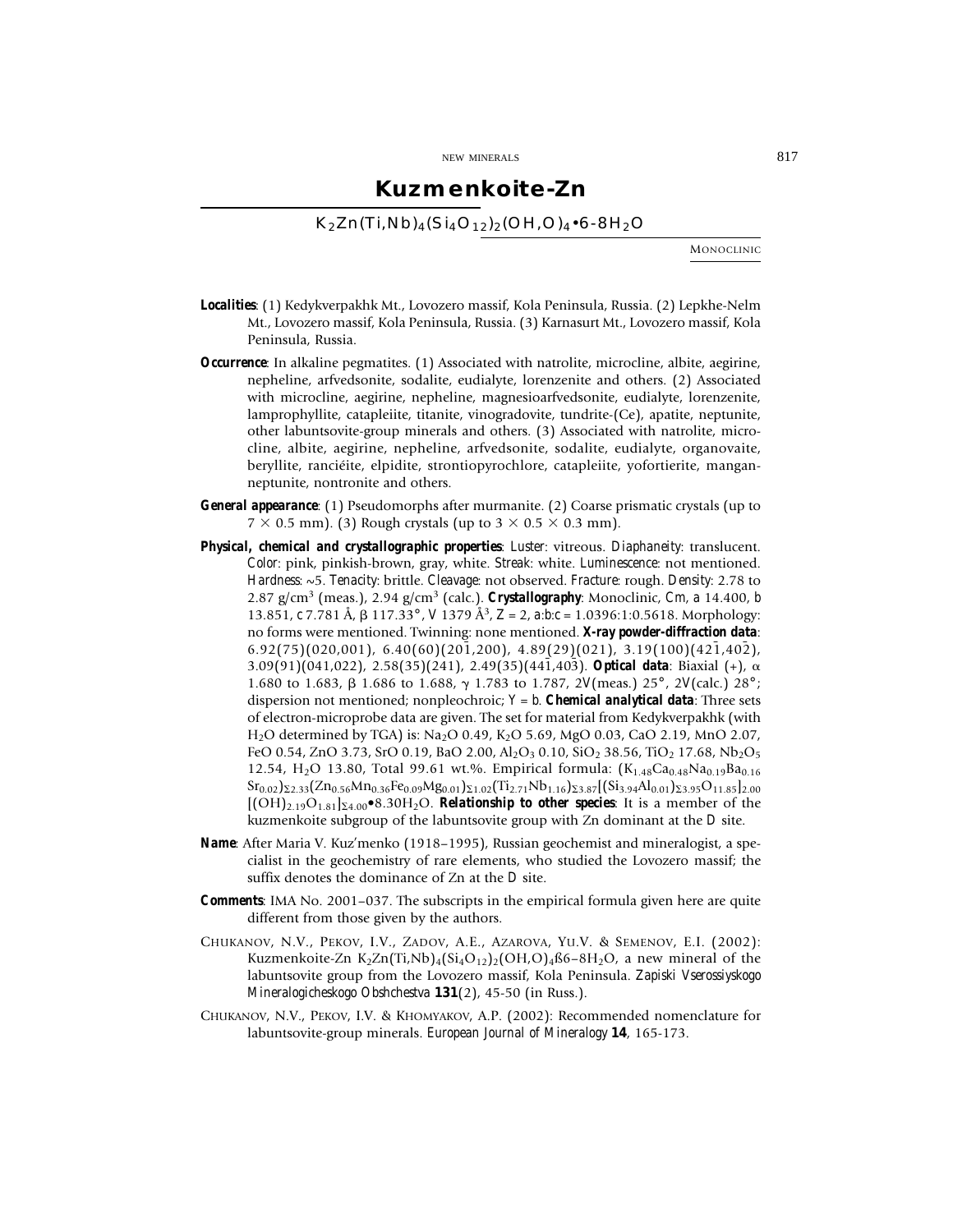# Kuzmenkoite-Zn

$K_2Zn(Ti,Nb)_4(Si_4O_{12})_2(OH,O)_4{\bullet}6\text{-}8H_2O$

MONOCLINIC

***Localities***: (1) Kedykverpakhk Mt., Lovozero massif, Kola Peninsula, Russia. (2) Lepkhe-Nelm Mt., Lovozero massif, Kola Peninsula, Russia. (3) Karnasurt Mt., Lovozero massif, Kola Peninsula, Russia.

***Occurrence***: In alkaline pegmatites. (1) Associated with natrolite, microcline, albite, aegirine, nepheline, arfvedsonite, sodalite, eudialyte, lorenzenite and others. (2) Associated with microcline, aegirine, nepheline, magnesioarfvedsonite, eudialyte, lorenzenite, lamprophyllite, catapleiite, titanite, vinogradovite, tundrite-(Ce), apatite, neptunite, other labuntsovite-group minerals and others. (3) Associated with natrolite, microcline, albite, aegirine, nepheline, arfvedsonite, sodalite, eudialyte, organovaite, beryllite, ranciéite, elpidite, strontiopyrochlore, catapleiite, yofortierite, manganneptunite, nontronite and others.

***General appearance***: (1) Pseudomorphs after murmanite. (2) Coarse prismatic crystals (up to $7 \times 0.5$ mm). (3) Rough crystals (up to $3 \times 0.5 \times 0.3$ mm).

***Physical, chemical and crystallographic properties***: *Luster*: vitreous. *Diaphaneity*: translucent. *Color*: pink, pinkish-brown, gray, white. *Streak*: white. *Luminescence*: not mentioned. *Hardness*: ~5. *Tenacity*: brittle. *Cleavage*: not observed. *Fracture*: rough. *Density*: 2.78 to 2.87 g/cm$^3$ (meas.), 2.94 g/cm$^3$ (calc.). ***Crystallography***: Monoclinic, *Cm*, *a* 14.400, *b* 13.851, *c* 7.781 Å, $\beta$ 117.33°, *V* 1379 Å$^3$, *Z* = 2, *a*:*b*:*c* = 1.0396:1:0.5618. Morphology: no forms were mentioned. Twinning: none mentioned. ***X-ray powder-diffraction data***: 6.92(75)(020,001), 6.40(60)($20\bar{1}$,200), 4.89(29)(021), 3.19(100)($42\bar{1}$,$40\bar{2}$), 3.09(91)(041,022), 2.58(35)(241), 2.49(35)($44\bar{1}$,$40\bar{3}$). ***Optical data***: Biaxial (+), $\alpha$ 1.680 to 1.683, $\beta$ 1.686 to 1.688, $\gamma$ 1.783 to 1.787, 2*V*(meas.) 25°, 2*V*(calc.) 28°; dispersion not mentioned; nonpleochroic; *Y* = *b*. ***Chemical analytical data***: Three sets of electron-microprobe data are given. The set for material from Kedykverpakhk (with $H_2O$ determined by TGA) is: $Na_2O$ 0.49, $K_2O$ 5.69, MgO 0.03, CaO 2.19, MnO 2.07, FeO 0.54, ZnO 3.73, SrO 0.19, BaO 2.00, $Al_2O_3$ 0.10, $SiO_2$ 38.56, $TiO_2$ 17.68, $Nb_2O_5$ 12.54, $H_2O$ 13.80, Total 99.61 wt.%. Empirical formula: $(K_{1.48}Ca_{0.48}Na_{0.19}Ba_{0.16}Sr_{0.02})_{\Sigma 2.33}(Zn_{0.56}Mn_{0.36}Fe_{0.09}Mg_{0.01})_{\Sigma 1.02}(Ti_{2.71}Nb_{1.16})_{\Sigma 3.87}[(Si_{3.94}Al_{0.01})_{\Sigma 3.95}O_{11.85}]_{2.00}[(OH)_{2.19}O_{1.81}]_{\Sigma 4.00}{\bullet}8.30H_2O$. ***Relationship to other species***: It is a member of the kuzmenkoite subgroup of the labuntsovite group with Zn dominant at the *D* site.

***Name***: After Maria V. Kuz'menko (1918–1995), Russian geochemist and mineralogist, a specialist in the geochemistry of rare elements, who studied the Lovozero massif; the suffix denotes the dominance of Zn at the *D* site.

***Comments***: IMA No. 2001–037. The subscripts in the empirical formula given here are quite different from those given by the authors.

CHUKANOV, N.V., PEKOV, I.V., ZADOV, A.E., AZAROVA, YU.V. & SEMENOV, E.I. (2002): Kuzmenkoite-Zn $K_2Zn(Ti,Nb)_4(Si_4O_{12})_2(OH,O)_4$ß6–8$H_2O$, a new mineral of the labuntsovite group from the Lovozero massif, Kola Peninsula. *Zapiski Vserossiyskogo Mineralogicheskogo Obshchestva* **131**(2), 45-50 (in Russ.).

CHUKANOV, N.V., PEKOV, I.V. & KHOMYAKOV, A.P. (2002): Recommended nomenclature for labuntsovite-group minerals. *European Journal of Mineralogy* **14**, 165-173.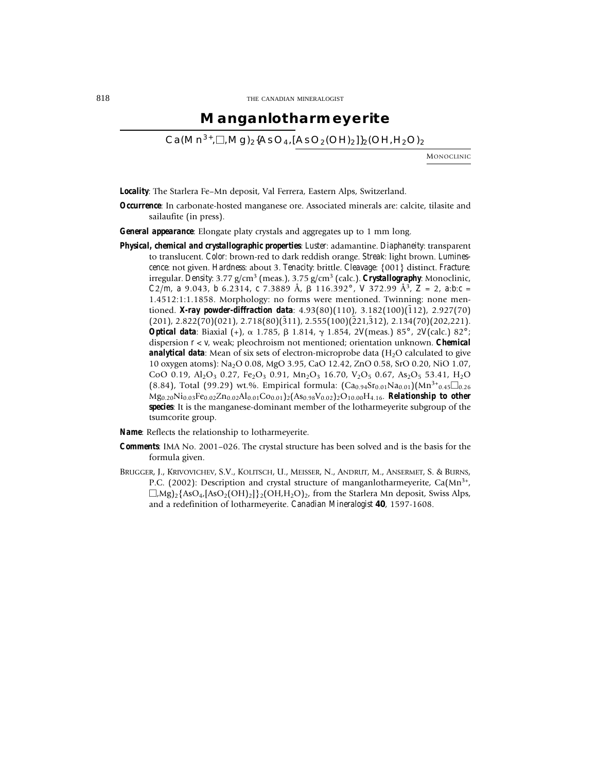# Manganlotharmeyerite

$Ca(Mn^{3+},\square,Mg)_2\{AsO_4,[AsO_2(OH)_2]\}_2(OH,H_2O)_2$

MONOCLINIC

***Locality***: The Starlera Fe–Mn deposit, Val Ferrera, Eastern Alps, Switzerland.

***Occurrence***: In carbonate-hosted manganese ore. Associated minerals are: calcite, tilasite and sailaufite (in press).

***General appearance***: Elongate platy crystals and aggregates up to 1 mm long.

***Physical, chemical and crystallographic properties***: *Luster*: adamantine. *Diaphaneity*: transparent to translucent. *Color*: brown-red to dark reddish orange. *Streak*: light brown. *Luminescence*: not given. *Hardness*: about 3. *Tenacity*: brittle. *Cleavage*: {001} distinct. *Fracture*: irregular. *Density*: 3.77 g/cm$^3$ (meas.), 3.75 g/cm$^3$ (calc.). ***Crystallography***: Monoclinic, *C*2/*m*, *a* 9.043, *b* 6.2314, *c* 7.3889 Å, β 116.392°, *V* 372.99 Å$^3$, *Z* = 2, *a*:*b*:*c* = 1.4512:1:1.1858. Morphology: no forms were mentioned. Twinning: none mentioned. ***X-ray powder-diffraction data***: 4.93(80)(110), 3.182(100)($\bar{1}$12), 2.927(70)(201), 2.822(70)(021), 2.718(80)($\bar{3}$11), 2.555(100)($\bar{2}$21,$\bar{3}$12), 2.134(70)(202,221). ***Optical data***: Biaxial (+), α 1.785, β 1.814, γ 1.854, 2*V*(meas.) 85°, 2*V*(calc.) 82°; dispersion *r* < *v*, weak; pleochroism not mentioned; orientation unknown. ***Chemical analytical data***: Mean of six sets of electron-microprobe data ($H_2O$ calculated to give 10 oxygen atoms): $Na_2O$ 0.08, MgO 3.95, CaO 12.42, ZnO 0.58, SrO 0.20, NiO 1.07, CoO 0.19, $Al_2O_3$ 0.27, $Fe_2O_3$ 0.91, $Mn_2O_3$ 16.70, $V_2O_5$ 0.67, $As_2O_5$ 53.41, $H_2O$ (8.84), Total (99.29) wt.%. Empirical formula: $(Ca_{0.94}Sr_{0.01}Na_{0.01})(Mn^{3+}_{0.45}\square_{0.26}Mg_{0.20}Ni_{0.03}Fe_{0.02}Zn_{0.02}Al_{0.01}Co_{0.01})_2(As_{0.98}V_{0.02})_2O_{10.00}H_{4.16}$. ***Relationship to other species***: It is the manganese-dominant member of the lotharmeyerite subgroup of the tsumcorite group.

***Name***: Reflects the relationship to lotharmeyerite.

***Comments***: IMA No. 2001–026. The crystal structure has been solved and is the basis for the formula given.

BRUGGER, J., KRIVOVICHEV, S.V., KOLITSCH, U., MEISSER, N., ANDRUT, M., ANSERMET, S. & BURNS, P.C. (2002): Description and crystal structure of manganlotharmeyerite, $Ca(Mn^{3+},\square,Mg)_2\{AsO_4,[AsO_2(OH)_2]\}_2(OH,H_2O)_2$, from the Starlera Mn deposit, Swiss Alps, and a redefinition of lotharmeyerite. *Canadian Mineralogist* **40**, 1597-1608.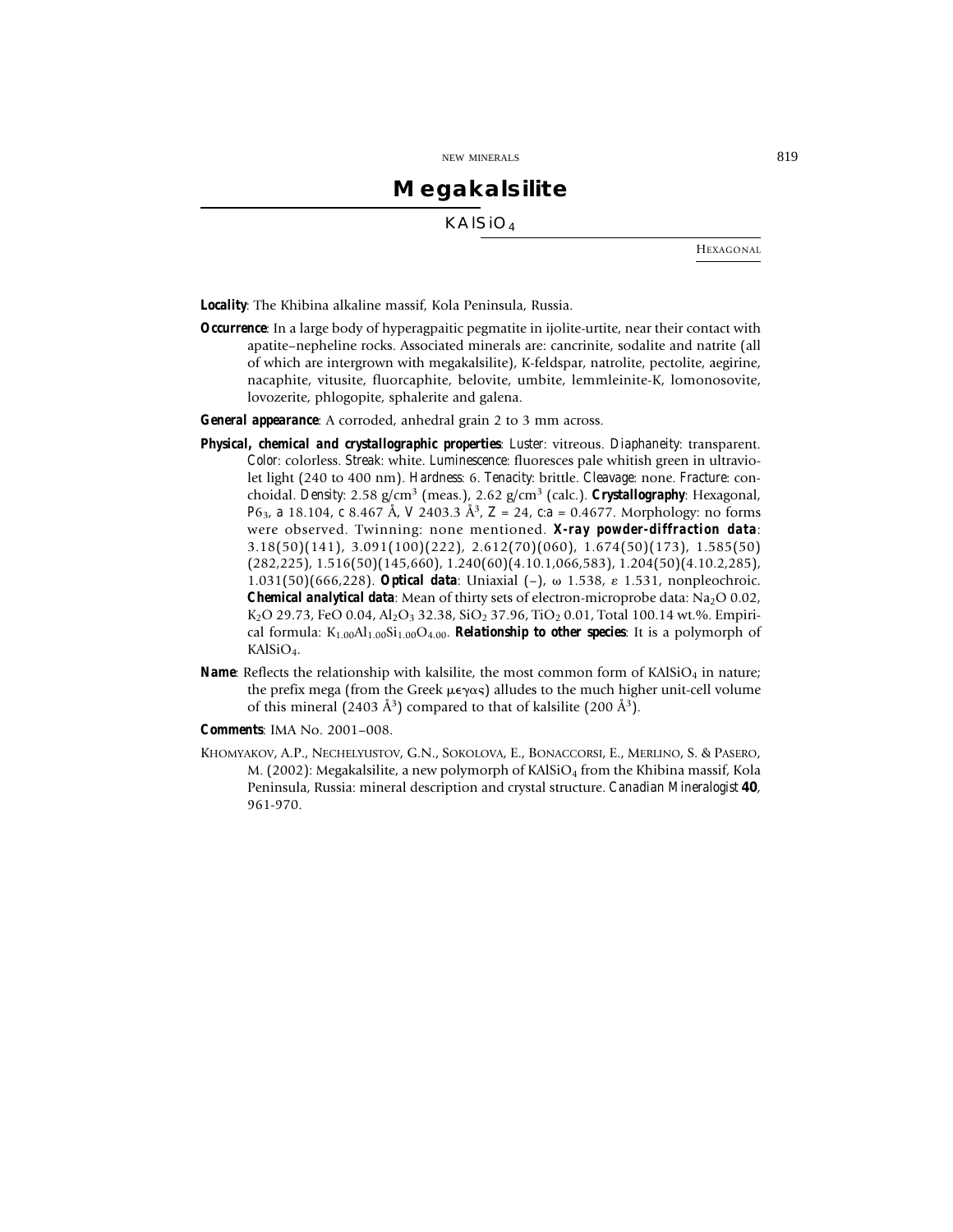# Megakalsilite

## $KAlSiO_4$

HEXAGONAL

**Locality**: The Khibina alkaline massif, Kola Peninsula, Russia.

**Occurrence**: In a large body of hyperagpaitic pegmatite in ijolite-urtite, near their contact with apatite–nepheline rocks. Associated minerals are: cancrinite, sodalite and natrite (all of which are intergrown with megakalsilite), K-feldspar, natrolite, pectolite, aegirine, nacaphite, vitusite, fluorcaphite, belovite, umbite, lemmleinite-K, lomonosovite, lovozerite, phlogopite, sphalerite and galena.

**General appearance**: A corroded, anhedral grain 2 to 3 mm across.

**Physical, chemical and crystallographic properties**: *Luster*: vitreous. *Diaphaneity*: transparent. *Color*: colorless. *Streak*: white. *Luminescence*: fluoresces pale whitish green in ultraviolet light (240 to 400 nm). *Hardness*: 6. *Tenacity*: brittle. *Cleavage*: none. *Fracture*: conchoidal. *Density*: 2.58 g/cm$^3$ (meas.), 2.62 g/cm$^3$ (calc.). **Crystallography**: Hexagonal, $P6_3$, *a* 18.104, *c* 8.467 Å, *V* 2403.3 Å$^3$, *Z* = 24, *c:a* = 0.4677. Morphology: no forms were observed. Twinning: none mentioned. **X-ray powder-diffraction data**: 3.18(50)(141), 3.091(100)(222), 2.612(70)(060), 1.674(50)(173), 1.585(50)(282,225), 1.516(50)(145,660), 1.240(60)(4.10.1,066,583), 1.204(50)(4.10.2,285), 1.031(50)(666,228). **Optical data**: Uniaxial (–), ω 1.538, ε 1.531, nonpleochroic. **Chemical analytical data**: Mean of thirty sets of electron-microprobe data: $Na_2O$ 0.02, $K_2O$ 29.73, FeO 0.04, $Al_2O_3$ 32.38, $SiO_2$ 37.96, $TiO_2$ 0.01, Total 100.14 wt.%. Empirical formula: $K_{1.00}Al_{1.00}Si_{1.00}O_{4.00}$. **Relationship to other species**: It is a polymorph of $KAlSiO_4$.

**Name**: Reflects the relationship with kalsilite, the most common form of $KAlSiO_4$ in nature; the prefix mega (from the Greek μεγας) alludes to the much higher unit-cell volume of this mineral (2403 Å$^3$) compared to that of kalsilite (200 Å$^3$).

**Comments**: IMA No. 2001–008.

KHOMYAKOV, A.P., NECHELYUSTOV, G.N., SOKOLOVA, E., BONACCORSI, E., MERLINO, S. & PASERO, M. (2002): Megakalsilite, a new polymorph of $KAlSiO_4$ from the Khibina massif, Kola Peninsula, Russia: mineral description and crystal structure. *Canadian Mineralogist* **40**, 961-970.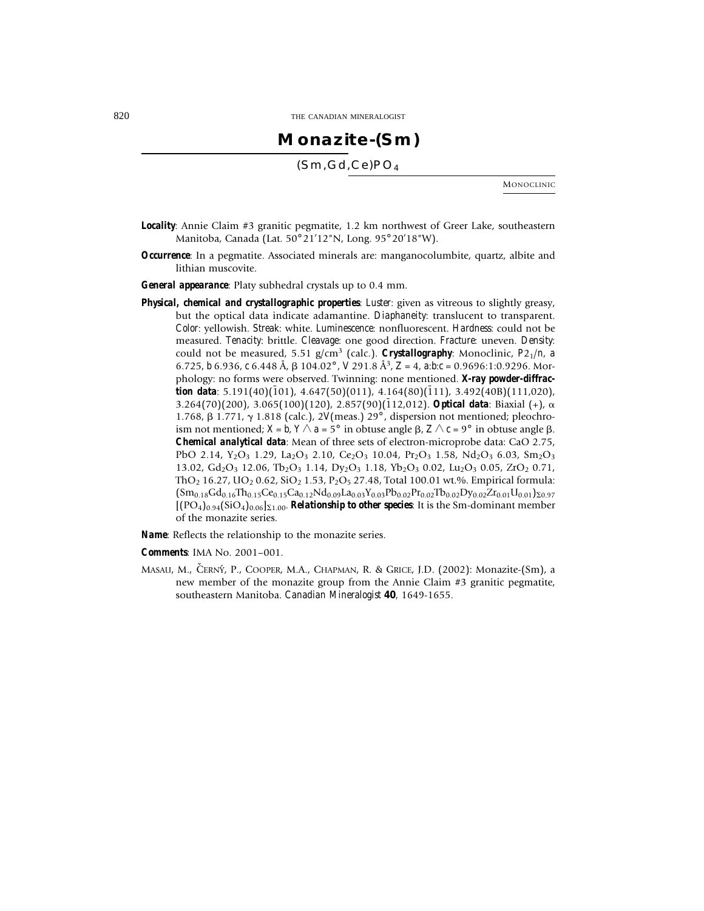# Monazite-(Sm)

$(Sm,Gd,Ce)PO_4$

MONOCLINIC

***Locality***: Annie Claim #3 granitic pegmatite, 1.2 km northwest of Greer Lake, southeastern Manitoba, Canada (Lat. 50°21′12″N, Long. 95°20′18″W).

***Occurrence***: In a pegmatite. Associated minerals are: manganocolumbite, quartz, albite and lithian muscovite.

***General appearance***: Platy subhedral crystals up to 0.4 mm.

***Physical, chemical and crystallographic properties***: *Luster*: given as vitreous to slightly greasy, but the optical data indicate adamantine. *Diaphaneity*: translucent to transparent. *Color*: yellowish. *Streak*: white. *Luminescence*: nonfluorescent. *Hardness*: could not be measured. *Tenacity*: brittle. *Cleavage*: one good direction. *Fracture*: uneven. *Density*: could not be measured, 5.51 g/cm$^3$ (calc.). ***Crystallography***: Monoclinic, $P2_1/n$, *a* 6.725, *b* 6.936, *c* 6.448 Å, β 104.02°, *V* 291.8 Å$^3$, *Z* = 4, *a*:*b*:*c* = 0.9696:1:0.9296. Morphology: no forms were observed. Twinning: none mentioned. ***X-ray powder-diffraction data***: 5.191(40)($\bar{1}$01), 4.647(50)(011), 4.164(80)($\bar{1}$11), 3.492(40B)(111,020), 3.264(70)(200), 3.065(100)(120), 2.857(90)($\bar{1}$12,012). ***Optical data***: Biaxial (+), α 1.768, β 1.771, γ 1.818 (calc.), 2*V*(meas.) 29°, dispersion not mentioned; pleochroism not mentioned; *X* = *b*, *Y* ∧ *a* = 5° in obtuse angle β, *Z* ∧ *c* = 9° in obtuse angle β. ***Chemical analytical data***: Mean of three sets of electron-microprobe data: CaO 2.75, PbO 2.14, $Y_2O_3$ 1.29, $La_2O_3$ 2.10, $Ce_2O_3$ 10.04, $Pr_2O_3$ 1.58, $Nd_2O_3$ 6.03, $Sm_2O_3$ 13.02, $Gd_2O_3$ 12.06, $Tb_2O_3$ 1.14, $Dy_2O_3$ 1.18, $Yb_2O_3$ 0.02, $Lu_2O_3$ 0.05, $ZrO_2$ 0.71, $ThO_2$ 16.27, $UO_2$ 0.62, $SiO_2$ 1.53, $P_2O_5$ 27.48, Total 100.01 wt.%. Empirical formula: $(Sm_{0.18}Gd_{0.16}Th_{0.15}Ce_{0.15}Ca_{0.12}Nd_{0.09}La_{0.03}Y_{0.03}Pb_{0.02}Pr_{0.02}Tb_{0.02}Dy_{0.02}Zr_{0.01}U_{0.01})_{\Sigma 0.97}$ $[(PO_4)_{0.94}(SiO_4)_{0.06}]_{\Sigma 1.00}$. ***Relationship to other species***: It is the Sm-dominant member of the monazite series.

***Name***: Reflects the relationship to the monazite series.

***Comments***: IMA No. 2001–001.

MASAU, M., ČERNÝ, P., COOPER, M.A., CHAPMAN, R. & GRICE, J.D. (2002): Monazite-(Sm), a new member of the monazite group from the Annie Claim #3 granitic pegmatite, southeastern Manitoba. *Canadian Mineralogist* **40**, 1649-1655.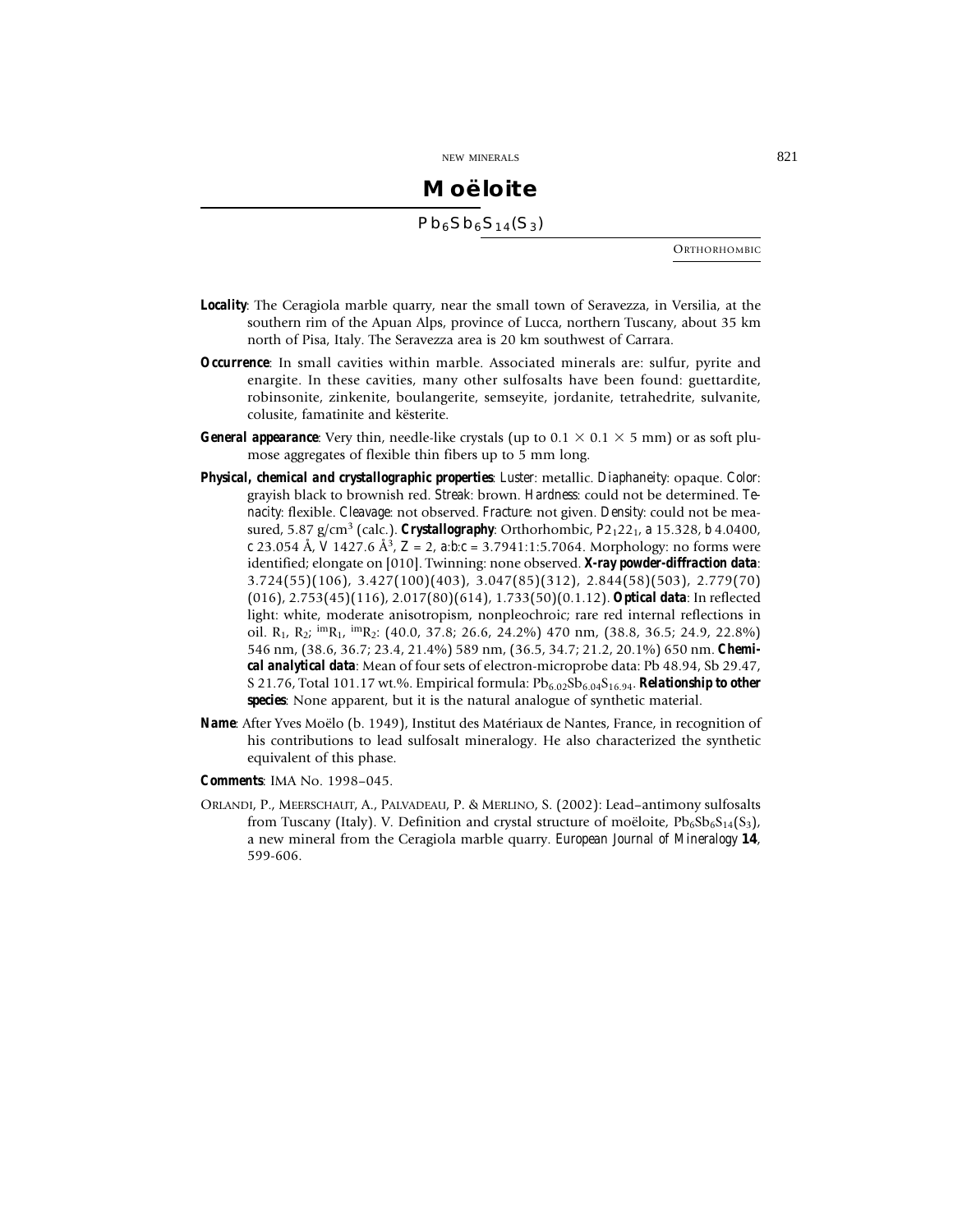# Moëloite

## $Pb_6Sb_6S_{14}(S_3)$

ORTHORHOMBIC

**Locality**: The Ceragiola marble quarry, near the small town of Seravezza, in Versilia, at the southern rim of the Apuan Alps, province of Lucca, northern Tuscany, about 35 km north of Pisa, Italy. The Seravezza area is 20 km southwest of Carrara.

**Occurrence**: In small cavities within marble. Associated minerals are: sulfur, pyrite and enargite. In these cavities, many other sulfosalts have been found: guettardite, robinsonite, zinkenite, boulangerite, semseyite, jordanite, tetrahedrite, sulvanite, colusite, famatinite and kësterite.

**General appearance**: Very thin, needle-like crystals (up to 0.1 × 0.1 × 5 mm) or as soft plumose aggregates of flexible thin fibers up to 5 mm long.

**Physical, chemical and crystallographic properties**: *Luster*: metallic. *Diaphaneity*: opaque. *Color*: grayish black to brownish red. *Streak*: brown. *Hardness*: could not be determined. *Tenacity*: flexible. *Cleavage*: not observed. *Fracture*: not given. *Density*: could not be measured, 5.87 $g/cm^3$ (calc.). **Crystallography**: Orthorhombic, $P2_12 2_1$, *a* 15.328, *b* 4.0400, *c* 23.054 Å, *V* 1427.6 $Å^3$, *Z* = 2, *a*:*b*:*c* = 3.7941:1:5.7064. Morphology: no forms were identified; elongate on [010]. Twinning: none observed. **X-ray powder-diffraction data**: 3.724(55)(106), 3.427(100)(403), 3.047(85)(312), 2.844(58)(503), 2.779(70)(016), 2.753(45)(116), 2.017(80)(614), 1.733(50)(0.1.12). **Optical data**: In reflected light: white, moderate anisotropism, nonpleochroic; rare red internal reflections in oil. $R_1$, $R_2$; ${}^{im}R_1$, ${}^{im}R_2$: (40.0, 37.8; 26.6, 24.2%) 470 nm, (38.8, 36.5; 24.9, 22.8%) 546 nm, (38.6, 36.7; 23.4, 21.4%) 589 nm, (36.5, 34.7; 21.2, 20.1%) 650 nm. **Chemical analytical data**: Mean of four sets of electron-microprobe data: Pb 48.94, Sb 29.47, S 21.76, Total 101.17 wt.%. Empirical formula: $Pb_{6.02}Sb_{6.04}S_{16.94}$. **Relationship to other species**: None apparent, but it is the natural analogue of synthetic material.

**Name**: After Yves Moëlo (b. 1949), Institut des Matériaux de Nantes, France, in recognition of his contributions to lead sulfosalt mineralogy. He also characterized the synthetic equivalent of this phase.

**Comments**: IMA No. 1998–045.

ORLANDI, P., MEERSCHAUT, A., PALVADEAU, P. & MERLINO, S. (2002): Lead–antimony sulfosalts from Tuscany (Italy). V. Definition and crystal structure of moëloite, $Pb_6Sb_6S_{14}(S_3)$, a new mineral from the Ceragiola marble quarry. *European Journal of Mineralogy* **14**, 599-606.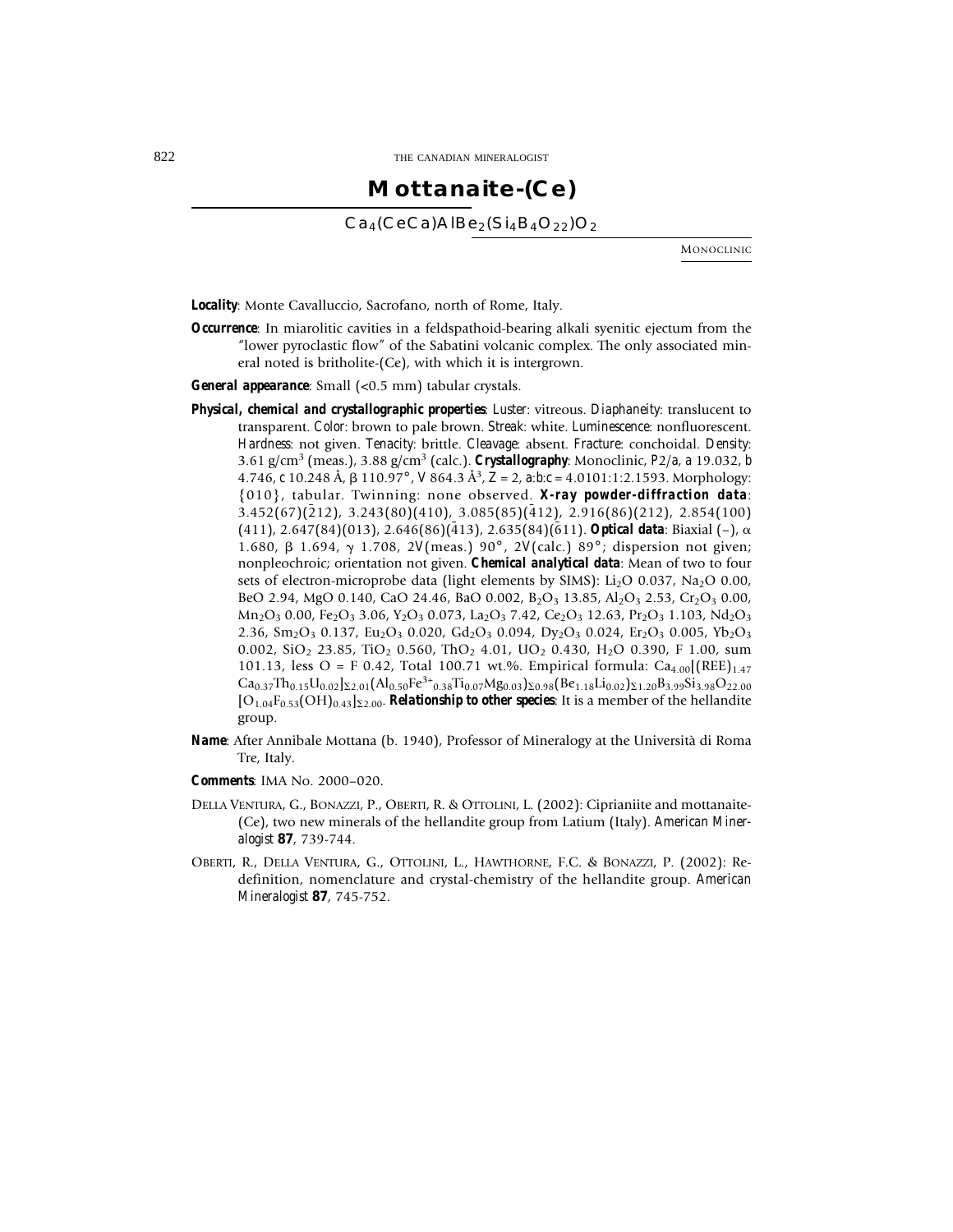# Mottanaite-(Ce)

$Ca_4(CeCa)AlBe_2(Si_4B_4O_{22})O_2$

MONOCLINIC

***Locality***: Monte Cavalluccio, Sacrofano, north of Rome, Italy.

***Occurrence***: In miarolitic cavities in a feldspathoid-bearing alkali syenitic ejectum from the "lower pyroclastic flow" of the Sabatini volcanic complex. The only associated mineral noted is britholite-(Ce), with which it is intergrown.

***General appearance***: Small (<0.5 mm) tabular crystals.

***Physical, chemical and crystallographic properties***: *Luster*: vitreous. *Diaphaneity*: translucent to transparent. *Color*: brown to pale brown. *Streak*: white. *Luminescence*: nonfluorescent. *Hardness*: not given. *Tenacity*: brittle. *Cleavage*: absent. *Fracture*: conchoidal. *Density*: 3.61 g/cm$^3$ (meas.), 3.88 g/cm$^3$ (calc.). ***Crystallography***: Monoclinic, *P*2/*a*, *a* 19.032, *b* 4.746, *c* 10.248 Å, β 110.97°, *V* 864.3 Å$^3$, *Z* = 2, *a*:*b*:*c* = 4.0101:1:2.1593. Morphology: {010}, tabular. Twinning: none observed. ***X-ray powder-diffraction data***: 3.452(67)($\bar{2}$12), 3.243(80)(410), 3.085(85)($\bar{4}$12), 2.916(86)(212), 2.854(100)(411), 2.647(84)(013), 2.646(86)($\bar{4}$13), 2.635(84)($\bar{6}$11). ***Optical data***: Biaxial (–), α 1.680, β 1.694, γ 1.708, 2*V*(meas.) 90°, 2*V*(calc.) 89°; dispersion not given; nonpleochroic; orientation not given. ***Chemical analytical data***: Mean of two to four sets of electron-microprobe data (light elements by SIMS): $Li_2O$ 0.037, $Na_2O$ 0.00, BeO 2.94, MgO 0.140, CaO 24.46, BaO 0.002, $B_2O_3$ 13.85, $Al_2O_3$ 2.53, $Cr_2O_3$ 0.00, $Mn_2O_3$ 0.00, $Fe_2O_3$ 3.06, $Y_2O_3$ 0.073, $La_2O_3$ 7.42, $Ce_2O_3$ 12.63, $Pr_2O_3$ 1.103, $Nd_2O_3$ 2.36, $Sm_2O_3$ 0.137, $Eu_2O_3$ 0.020, $Gd_2O_3$ 0.094, $Dy_2O_3$ 0.024, $Er_2O_3$ 0.005, $Yb_2O_3$ 0.002, $SiO_2$ 23.85, $TiO_2$ 0.560, $ThO_2$ 4.01, $UO_2$ 0.430, $H_2O$ 0.390, F 1.00, sum 101.13, less O = F 0.42, Total 100.71 wt.%. Empirical formula: $Ca_{4.00}[(REE)_{1.47}Ca_{0.37}Th_{0.15}U_{0.02}]_{\Sigma 2.01}(Al_{0.50}Fe^{3+}_{0.38}Ti_{0.07}Mg_{0.03})_{\Sigma 0.98}(Be_{1.18}Li_{0.02})_{\Sigma 1.20}B_{3.99}Si_{3.98}O_{22.00}[O_{1.04}F_{0.53}(OH)_{0.43}]_{\Sigma 2.00}$. ***Relationship to other species***: It is a member of the hellandite group.

***Name***: After Annibale Mottana (b. 1940), Professor of Mineralogy at the Università di Roma Tre, Italy.

***Comments***: IMA No. 2000–020.

DELLA VENTURA, G., BONAZZI, P., OBERTI, R. & OTTOLINI, L. (2002): Ciprianiite and mottanaite-(Ce), two new minerals of the hellandite group from Latium (Italy). *American Mineralogist* **87**, 739-744.

OBERTI, R., DELLA VENTURA, G., OTTOLINI, L., HAWTHORNE, F.C. & BONAZZI, P. (2002): Re-definition, nomenclature and crystal-chemistry of the hellandite group. *American Mineralogist* **87**, 745-752.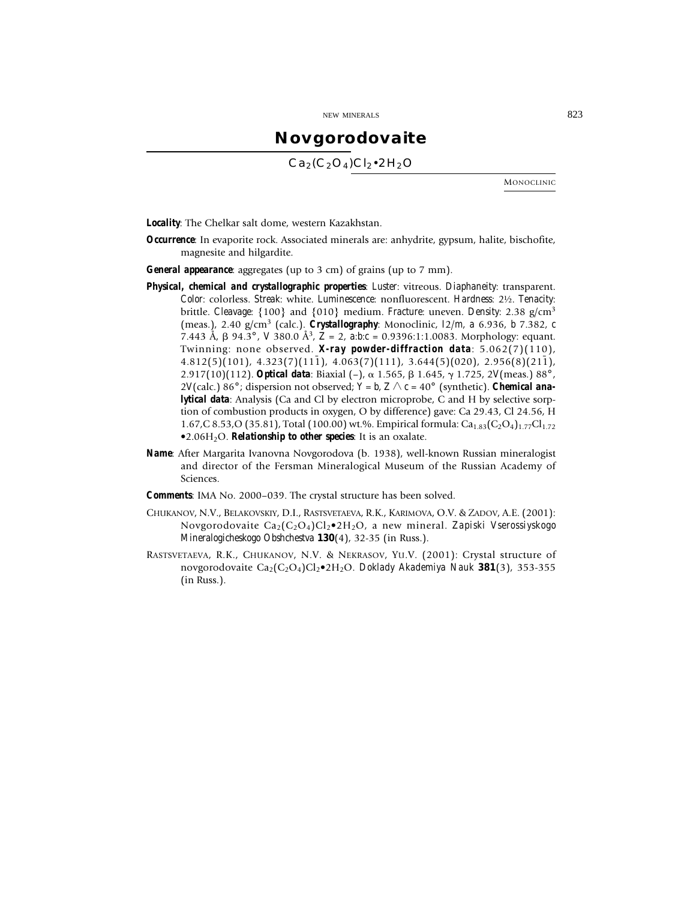# Novgorodovaite

$Ca_2(C_2O_4)Cl_2{\bullet}2H_2O$

MONOCLINIC

**Locality**: The Chelkar salt dome, western Kazakhstan.

**Occurrence**: In evaporite rock. Associated minerals are: anhydrite, gypsum, halite, bischofite, magnesite and hilgardite.

**General appearance**: aggregates (up to 3 cm) of grains (up to 7 mm).

**Physical, chemical and crystallographic properties**: *Luster*: vitreous. *Diaphaneity*: transparent. *Color*: colorless. *Streak*: white. *Luminescence*: nonfluorescent. *Hardness*: 2½. *Tenacity*: brittle. *Cleavage*: {100} and {010} medium. *Fracture*: uneven. *Density*: 2.38 g/cm³ (meas.), 2.40 g/cm³ (calc.). **Crystallography**: Monoclinic, *I*2/*m*, *a* 6.936, *b* 7.382, *c* 7.443 Å, β 94.3°, *V* 380.0 Å³, *Z* = 2, *a*:*b*:*c* = 0.9396:1:1.0083. Morphology: equant. Twinning: none observed. **X-ray powder-diffraction data**: 5.062(7)(110), 4.812(5)(101), 4.323(7)(11$\bar{1}$), 4.063(7)(111), 3.644(5)(020), 2.956(8)(21$\bar{1}$), 2.917(10)(112). **Optical data**: Biaxial (–), α 1.565, β 1.645, γ 1.725, 2*V*(meas.) 88°, 2*V*(calc.) 86°; dispersion not observed; *Y* = *b*, *Z* ∧ *c* = 40° (synthetic). **Chemical analytical data**: Analysis (Ca and Cl by electron microprobe, C and H by selective sorption of combustion products in oxygen, O by difference) gave: Ca 29.43, Cl 24.56, H 1.67,C 8.53,O (35.81), Total (100.00) wt.%. Empirical formula: $Ca_{1.83}(C_2O_4)_{1.77}Cl_{1.72}{\bullet}2.06H_2O$. **Relationship to other species**: It is an oxalate.

**Name**: After Margarita Ivanovna Novgorodova (b. 1938), well-known Russian mineralogist and director of the Fersman Mineralogical Museum of the Russian Academy of Sciences.

**Comments**: IMA No. 2000–039. The crystal structure has been solved.

CHUKANOV, N.V., BELAKOVSKIY, D.I., RASTSVETAEVA, R.K., KARIMOVA, O.V. & ZADOV, A.E. (2001): Novgorodovaite $Ca_2(C_2O_4)Cl_2{\bullet}2H_2O$, a new mineral. *Zapiski Vserossiyskogo Mineralogicheskogo Obshchestva* **130**(4), 32-35 (in Russ.).

RASTSVETAEVA, R.K., CHUKANOV, N.V. & NEKRASOV, YU.V. (2001): Crystal structure of novgorodovaite $Ca_2(C_2O_4)Cl_2{\bullet}2H_2O$. *Doklady Akademiya Nauk* **381**(3), 353-355 (in Russ.).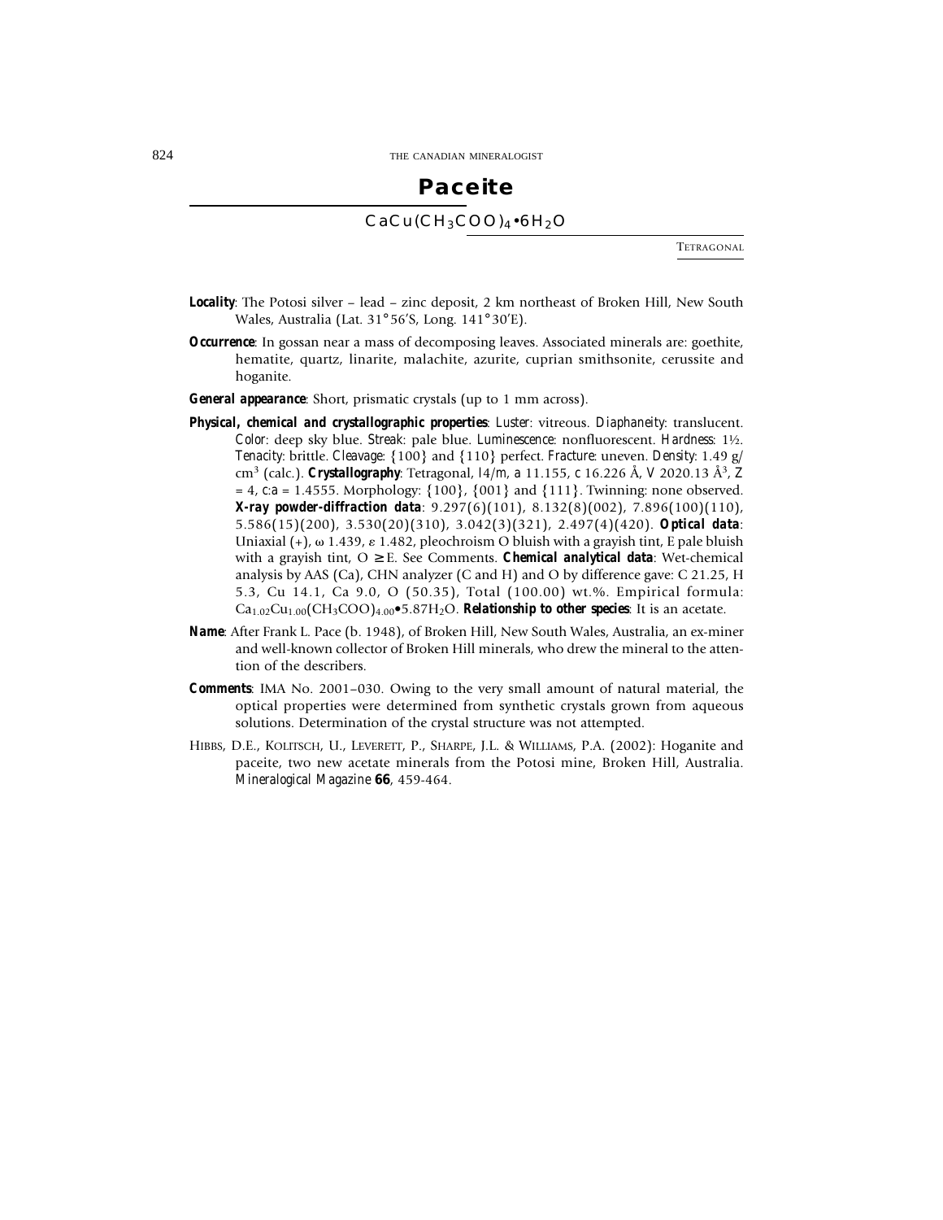# Paceite

$CaCu(CH_3COO)_4 \bullet 6H_2O$

TETRAGONAL

***Locality***: The Potosi silver – lead – zinc deposit, 2 km northeast of Broken Hill, New South Wales, Australia (Lat. 31°56′S, Long. 141°30′E).

***Occurrence***: In gossan near a mass of decomposing leaves. Associated minerals are: goethite, hematite, quartz, linarite, malachite, azurite, cuprian smithsonite, cerussite and hoganite.

***General appearance***: Short, prismatic crystals (up to 1 mm across).

***Physical, chemical and crystallographic properties***: *Luster*: vitreous. *Diaphaneity*: translucent. *Color*: deep sky blue. *Streak*: pale blue. *Luminescence*: nonfluorescent. *Hardness*: 1½. *Tenacity*: brittle. *Cleavage*: {100} and {110} perfect. *Fracture*: uneven. *Density*: 1.49 g/cm$^3$ (calc.). ***Crystallography***: Tetragonal, *I*4/*m*, *a* 11.155, *c* 16.226 Å, *V* 2020.13 Å$^3$, *Z* = 4, *c*:*a* = 1.4555. Morphology: {100}, {001} and {111}. Twinning: none observed. ***X-ray powder-diffraction data***: 9.297(6)(101), 8.132(8)(002), 7.896(100)(110), 5.586(15)(200), 3.530(20)(310), 3.042(3)(321), 2.497(4)(420). ***Optical data***: Uniaxial (+), ω 1.439, ε 1.482, pleochroism O bluish with a grayish tint, E pale bluish with a grayish tint, O ≥ E. See Comments. ***Chemical analytical data***: Wet-chemical analysis by AAS (Ca), CHN analyzer (C and H) and O by difference gave: C 21.25, H 5.3, Cu 14.1, Ca 9.0, O (50.35), Total (100.00) wt.%. Empirical formula: $Ca_{1.02}Cu_{1.00}(CH_3COO)_{4.00} \bullet 5.87H_2O$. ***Relationship to other species***: It is an acetate.

***Name***: After Frank L. Pace (b. 1948), of Broken Hill, New South Wales, Australia, an ex-miner and well-known collector of Broken Hill minerals, who drew the mineral to the attention of the describers.

***Comments***: IMA No. 2001–030. Owing to the very small amount of natural material, the optical properties were determined from synthetic crystals grown from aqueous solutions. Determination of the crystal structure was not attempted.

HIBBS, D.E., KOLITSCH, U., LEVERETT, P., SHARPE, J.L. & WILLIAMS, P.A. (2002): Hoganite and paceite, two new acetate minerals from the Potosi mine, Broken Hill, Australia. *Mineralogical Magazine* **66**, 459-464.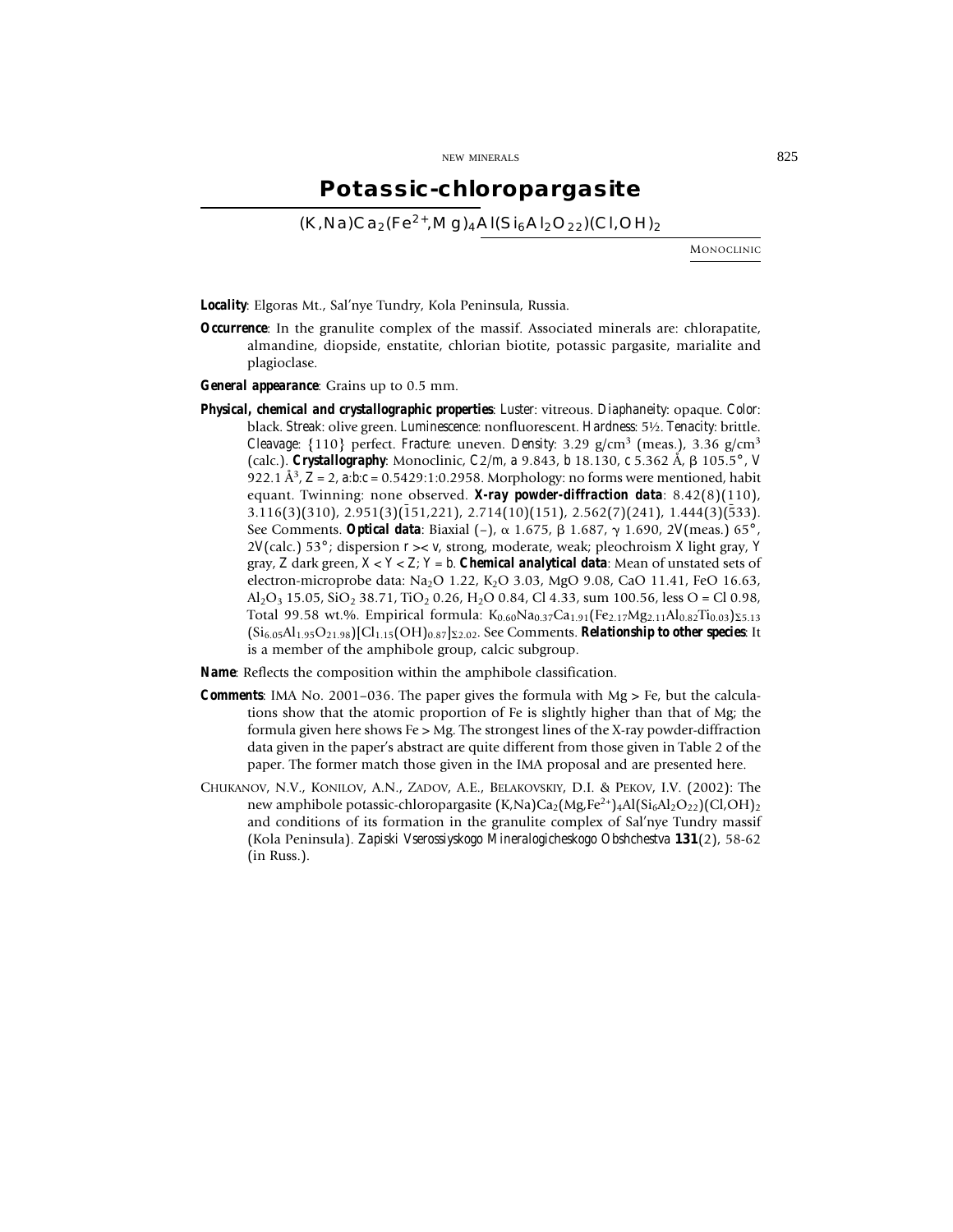# Potassic-chloropargasite

$(K,Na)Ca_2(Fe^{2+},Mg)_4Al(Si_6Al_2O_{22})(Cl,OH)_2$

MONOCLINIC

**Locality**: Elgoras Mt., Sal'nye Tundry, Kola Peninsula, Russia.

**Occurrence**: In the granulite complex of the massif. Associated minerals are: chlorapatite, almandine, diopside, enstatite, chlorian biotite, potassic pargasite, marialite and plagioclase.

**General appearance**: Grains up to 0.5 mm.

**Physical, chemical and crystallographic properties**: *Luster*: vitreous. *Diaphaneity*: opaque. *Color*: black. *Streak*: olive green. *Luminescence*: nonfluorescent. *Hardness*: 5½. *Tenacity*: brittle. *Cleavage*: {110} perfect. *Fracture*: uneven. *Density*: 3.29 g/cm$^3$ (meas.), 3.36 g/cm$^3$ (calc.). **Crystallography**: Monoclinic, *C*2/*m*, *a* 9.843, *b* 18.130, *c* 5.362 Å, β 105.5°, *V* 922.1 Å$^3$, *Z* = 2, *a*:*b*:*c* = 0.5429:1:0.2958. Morphology: no forms were mentioned, habit equant. Twinning: none observed. **X-ray powder-diffraction data**: 8.42(8)(110), 3.116(3)(310), 2.951(3)($\bar{1}$51,221), 2.714(10)(151), 2.562(7)(241), 1.444(3)($\bar{5}$33). See Comments. **Optical data**: Biaxial (–), α 1.675, β 1.687, γ 1.690, 2*V*(meas.) 65°, 2*V*(calc.) 53°; dispersion *r* >< *v*, strong, moderate, weak; pleochroism *X* light gray, *Y* gray, *Z* dark green, *X* < *Y* < *Z*; *Y* = *b*. **Chemical analytical data**: Mean of unstated sets of electron-microprobe data: $Na_2O$ 1.22, $K_2O$ 3.03, MgO 9.08, CaO 11.41, FeO 16.63, $Al_2O_3$ 15.05, $SiO_2$ 38.71, $TiO_2$ 0.26, $H_2O$ 0.84, Cl 4.33, sum 100.56, less O = Cl 0.98, Total 99.58 wt.%. Empirical formula: $K_{0.60}Na_{0.37}Ca_{1.91}(Fe_{2.17}Mg_{2.11}Al_{0.82}Ti_{0.03})_{\Sigma 5.13}(Si_{6.05}Al_{1.95}O_{21.98})[Cl_{1.15}(OH)_{0.87}]_{\Sigma 2.02}$. See Comments. **Relationship to other species**: It is a member of the amphibole group, calcic subgroup.

**Name**: Reflects the composition within the amphibole classification.

**Comments**: IMA No. 2001–036. The paper gives the formula with Mg > Fe, but the calculations show that the atomic proportion of Fe is slightly higher than that of Mg; the formula given here shows Fe > Mg. The strongest lines of the X-ray powder-diffraction data given in the paper's abstract are quite different from those given in Table 2 of the paper. The former match those given in the IMA proposal and are presented here.

CHUKANOV, N.V., KONILOV, A.N., ZADOV, A.E., BELAKOVSKIY, D.I. & PEKOV, I.V. (2002): The new amphibole potassic-chloropargasite $(K,Na)Ca_2(Mg,Fe^{2+})_4Al(Si_6Al_2O_{22})(Cl,OH)_2$ and conditions of its formation in the granulite complex of Sal'nye Tundry massif (Kola Peninsula). *Zapiski Vserossiyskogo Mineralogicheskogo Obshchestva* **131**(2), 58-62 (in Russ.).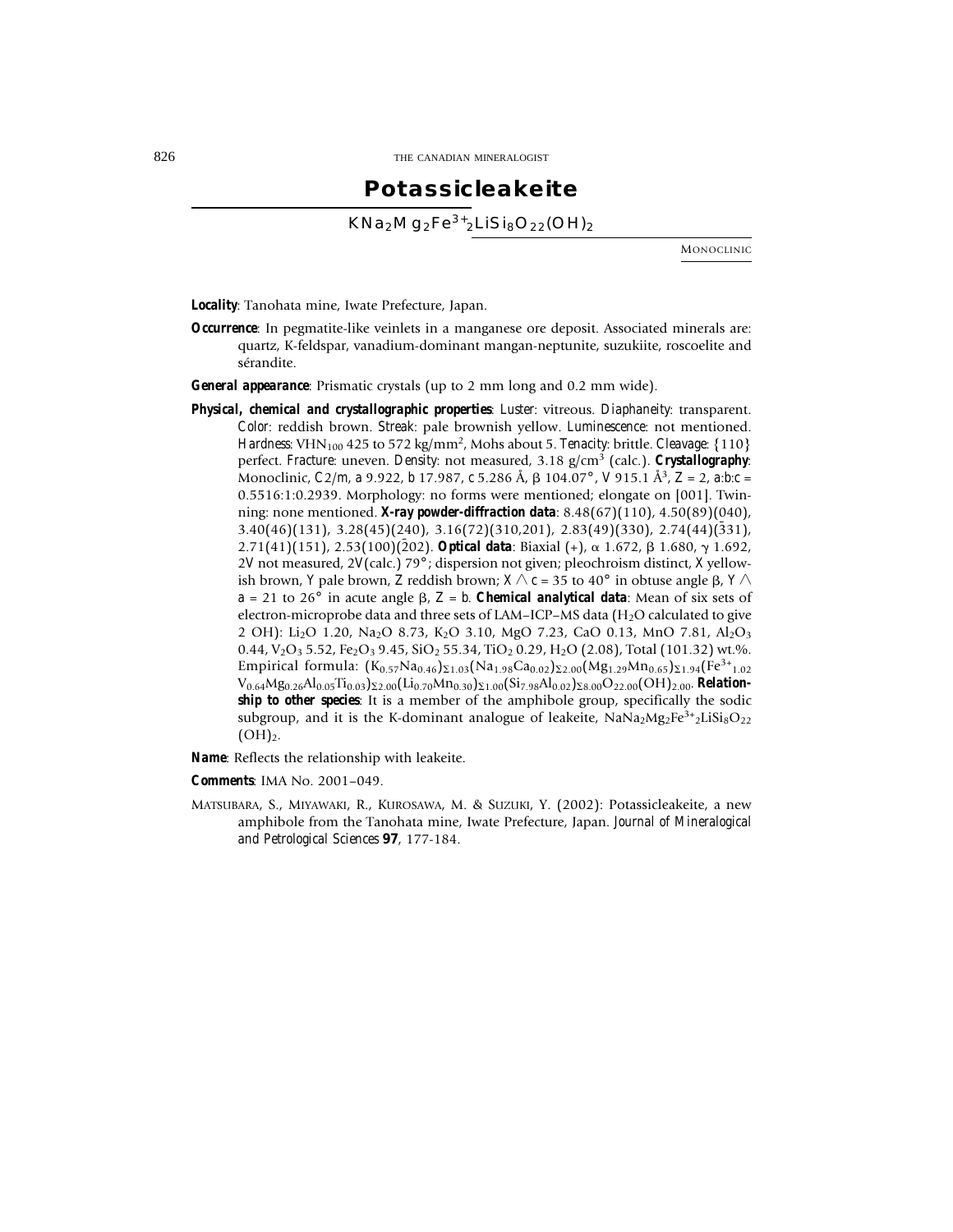# Potassicleakeite

$KNa_2Mg_2Fe^{3+}{}_2LiSi_8O_{22}(OH)_2$

MONOCLINIC

***Locality***: Tanohata mine, Iwate Prefecture, Japan.

***Occurrence***: In pegmatite-like veinlets in a manganese ore deposit. Associated minerals are: quartz, K-feldspar, vanadium-dominant mangan-neptunite, suzukiite, roscoelite and sérandite.

***General appearance***: Prismatic crystals (up to 2 mm long and 0.2 mm wide).

***Physical, chemical and crystallographic properties***: *Luster*: vitreous. *Diaphaneity*: transparent. *Color*: reddish brown. *Streak*: pale brownish yellow. *Luminescence*: not mentioned. *Hardness*: $VHN_{100}$ 425 to 572 kg/mm$^2$, Mohs about 5. *Tenacity*: brittle. *Cleavage*: {110} perfect. *Fracture*: uneven. *Density*: not measured, 3.18 g/cm$^3$ (calc.). ***Crystallography***: Monoclinic, *C*2/*m*, *a* 9.922, *b* 17.987, *c* 5.286 Å, β 104.07°, *V* 915.1 Å$^3$, *Z* = 2, *a*:*b*:*c* = 0.5516:1:0.2939. Morphology: no forms were mentioned; elongate on [001]. Twinning: none mentioned. ***X-ray powder-diffraction data***: 8.48(67)(110), 4.50(89)(040), 3.40(46)(131), 3.28(45)(240), 3.16(72)(310,201), 2.83(49)(330), 2.74(44)($\bar{3}$31), 2.71(41)(151), 2.53(100)($\bar{2}$02). ***Optical data***: Biaxial (+), α 1.672, β 1.680, γ 1.692, 2*V* not measured, 2*V*(calc.) 79°; dispersion not given; pleochroism distinct, *X* yellowish brown, *Y* pale brown, *Z* reddish brown; $X \wedge c$ = 35 to 40° in obtuse angle β, $Y \wedge a$ = 21 to 26° in acute angle β, *Z* = *b*. ***Chemical analytical data***: Mean of six sets of electron-microprobe data and three sets of LAM–ICP–MS data ($H_2O$ calculated to give 2 OH): $Li_2O$ 1.20, $Na_2O$ 8.73, $K_2O$ 3.10, MgO 7.23, CaO 0.13, MnO 7.81, $Al_2O_3$ 0.44, $V_2O_3$ 5.52, $Fe_2O_3$ 9.45, $SiO_2$ 55.34, $TiO_2$ 0.29, $H_2O$ (2.08), Total (101.32) wt.%. Empirical formula: $(K_{0.57}Na_{0.46})_{\Sigma 1.03}(Na_{1.98}Ca_{0.02})_{\Sigma 2.00}(Mg_{1.29}Mn_{0.65})_{\Sigma 1.94}(Fe^{3+}{}_{1.02}V_{0.64}Mg_{0.26}Al_{0.05}Ti_{0.03})_{\Sigma 2.00}(Li_{0.70}Mn_{0.30})_{\Sigma 1.00}(Si_{7.98}Al_{0.02})_{\Sigma 8.00}O_{22.00}(OH)_{2.00}$. ***Relationship to other species***: It is a member of the amphibole group, specifically the sodic subgroup, and it is the K-dominant analogue of leakeite, $NaNa_2Mg_2Fe^{3+}{}_2LiSi_8O_{22}(OH)_2$.

***Name***: Reflects the relationship with leakeite.

***Comments***: IMA No. 2001–049.

MATSUBARA, S., MIYAWAKI, R., KUROSAWA, M. & SUZUKI, Y. (2002): Potassicleakeite, a new amphibole from the Tanohata mine, Iwate Prefecture, Japan. *Journal of Mineralogical and Petrological Sciences* **97**, 177-184.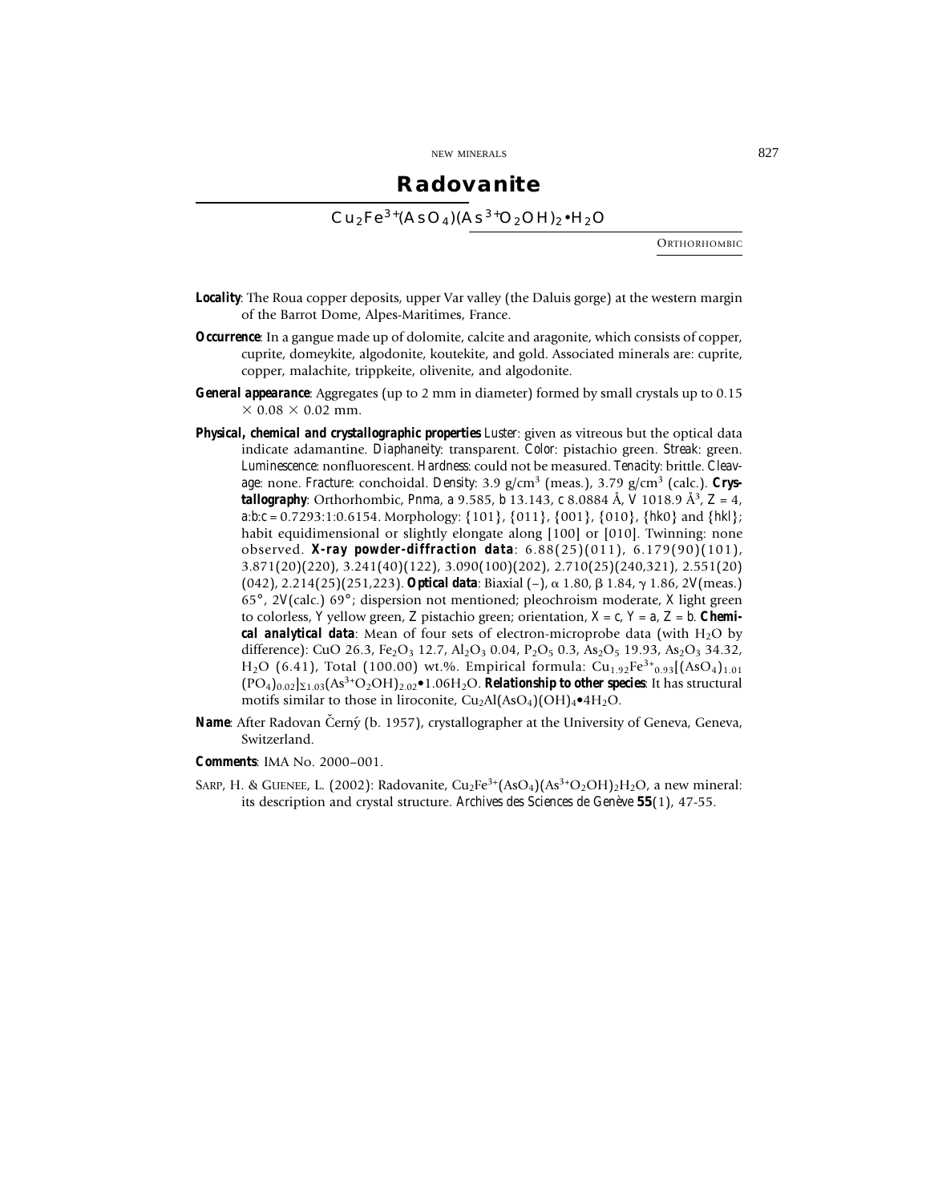# Radovanite

$Cu_2Fe^{3+}(AsO_4)(As^{3+}O_2OH)_2{\bullet}H_2O$

ORTHORHOMBIC

***Locality***: The Roua copper deposits, upper Var valley (the Daluis gorge) at the western margin of the Barrot Dome, Alpes-Maritimes, France.

***Occurrence***: In a gangue made up of dolomite, calcite and aragonite, which consists of copper, cuprite, domeykite, algodonite, koutekite, and gold. Associated minerals are: cuprite, copper, malachite, trippkeite, olivenite, and algodonite.

***General appearance***: Aggregates (up to 2 mm in diameter) formed by small crystals up to 0.15 × 0.08 × 0.02 mm.

***Physical, chemical and crystallographic properties*** *Luster*: given as vitreous but the optical data indicate adamantine. *Diaphaneity*: transparent. *Color*: pistachio green. *Streak*: green. *Luminescence*: nonfluorescent. *Hardness*: could not be measured. *Tenacity*: brittle. *Cleavage*: none. *Fracture*: conchoidal. *Density*: 3.9 g/cm$^3$ (meas.), 3.79 g/cm$^3$ (calc.). ***Crystallography***: Orthorhombic, *Pnma*, *a* 9.585, *b* 13.143, *c* 8.0884 Å, *V* 1018.9 Å$^3$, *Z* = 4, *a*:*b*:*c* = 0.7293:1:0.6154. Morphology: {101}, {011}, {001}, {010}, {*hk*0} and {*hkl*}; habit equidimensional or slightly elongate along [100] or [010]. Twinning: none observed. ***X-ray powder-diffraction data***: 6.88(25)(011), 6.179(90)(101), 3.871(20)(220), 3.241(40)(122), 3.090(100)(202), 2.710(25)(240,321), 2.551(20)(042), 2.214(25)(251,223). ***Optical data***: Biaxial (–), $\alpha$ 1.80, $\beta$ 1.84, $\gamma$ 1.86, 2*V*(meas.) 65°, 2*V*(calc.) 69°; dispersion not mentioned; pleochroism moderate, *X* light green to colorless, *Y* yellow green, *Z* pistachio green; orientation, *X* = *c*, *Y* = *a*, *Z* = *b*. ***Chemical analytical data***: Mean of four sets of electron-microprobe data (with $H_2O$ by difference): CuO 26.3, $Fe_2O_3$ 12.7, $Al_2O_3$ 0.04, $P_2O_5$ 0.3, $As_2O_5$ 19.93, $As_2O_3$ 34.32, $H_2O$ (6.41), Total (100.00) wt.%. Empirical formula: $Cu_{1.92}Fe^{3+}_{0.93}[(AsO_4)_{1.01}(PO_4)_{0.02}]_{\Sigma 1.03}(As^{3+}O_2OH)_{2.02}{\bullet}1.06H_2O$. ***Relationship to other species***: It has structural motifs similar to those in liroconite, $Cu_2Al(AsO_4)(OH)_4{\bullet}4H_2O$.

***Name***: After Radovan Černý (b. 1957), crystallographer at the University of Geneva, Geneva, Switzerland.

***Comments***: IMA No. 2000–001.

SARP, H. & GUENEE, L. (2002): Radovanite, $Cu_2Fe^{3+}(AsO_4)(As^{3+}O_2OH)_2H_2O$, a new mineral: its description and crystal structure. *Archives des Sciences de Genève* **55**(1), 47-55.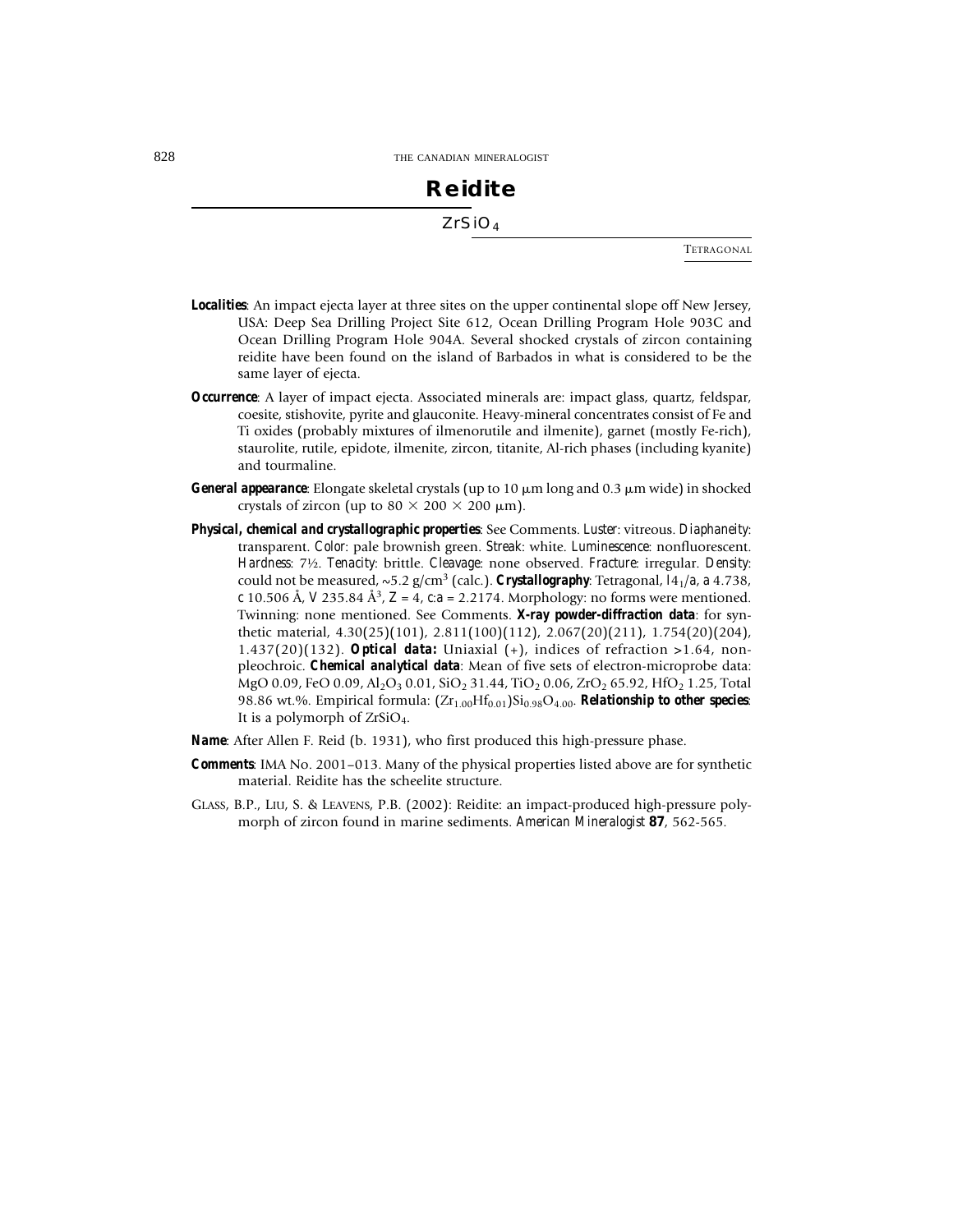# Reidite

## $ZrSiO_4$

TETRAGONAL

***Localities***: An impact ejecta layer at three sites on the upper continental slope off New Jersey, USA: Deep Sea Drilling Project Site 612, Ocean Drilling Program Hole 903C and Ocean Drilling Program Hole 904A. Several shocked crystals of zircon containing reidite have been found on the island of Barbados in what is considered to be the same layer of ejecta.

***Occurrence***: A layer of impact ejecta. Associated minerals are: impact glass, quartz, feldspar, coesite, stishovite, pyrite and glauconite. Heavy-mineral concentrates consist of Fe and Ti oxides (probably mixtures of ilmenorutile and ilmenite), garnet (mostly Fe-rich), staurolite, rutile, epidote, ilmenite, zircon, titanite, Al-rich phases (including kyanite) and tourmaline.

***General appearance***: Elongate skeletal crystals (up to 10 μm long and 0.3 μm wide) in shocked crystals of zircon (up to 80 × 200 × 200 μm).

***Physical, chemical and crystallographic properties***: See Comments. *Luster*: vitreous. *Diaphaneity*: transparent. *Color*: pale brownish green. *Streak*: white. *Luminescence*: nonfluorescent. *Hardness*: 7½. *Tenacity*: brittle. *Cleavage*: none observed. *Fracture*: irregular. *Density*: could not be measured, ~5.2 g/cm³ (calc.). ***Crystallography***: Tetragonal, $I4_1/a$, *a* 4.738, *c* 10.506 Å, *V* 235.84 Å³, *Z* = 4, *c*:*a* = 2.2174. Morphology: no forms were mentioned. Twinning: none mentioned. See Comments. ***X-ray powder-diffraction data***: for synthetic material, 4.30(25)(101), 2.811(100)(112), 2.067(20)(211), 1.754(20)(204), 1.437(20)(132). ***Optical data:*** Uniaxial (+), indices of refraction >1.64, nonpleochroic. ***Chemical analytical data***: Mean of five sets of electron-microprobe data: MgO 0.09, FeO 0.09, $Al_2O_3$ 0.01, $SiO_2$ 31.44, $TiO_2$ 0.06, $ZrO_2$ 65.92, $HfO_2$ 1.25, Total 98.86 wt.%. Empirical formula: $(Zr_{1.00}Hf_{0.01})Si_{0.98}O_{4.00}$. ***Relationship to other species***: It is a polymorph of $ZrSiO_4$.

***Name***: After Allen F. Reid (b. 1931), who first produced this high-pressure phase.

***Comments***: IMA No. 2001–013. Many of the physical properties listed above are for synthetic material. Reidite has the scheelite structure.

GLASS, B.P., LIU, S. & LEAVENS, P.B. (2002): Reidite: an impact-produced high-pressure polymorph of zircon found in marine sediments. *American Mineralogist* **87**, 562-565.